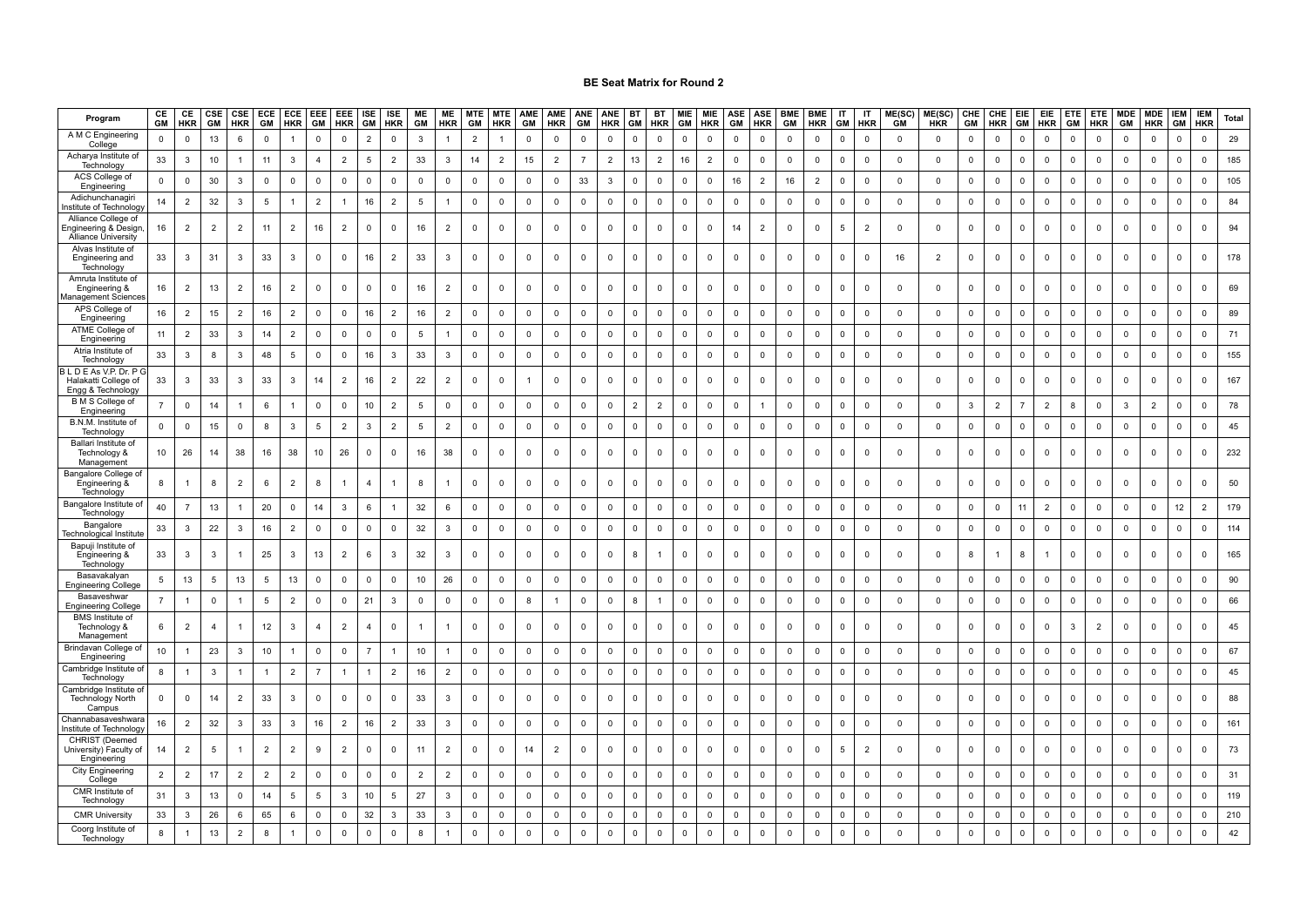## BE Seat Matrix for Round 2

| Program | CE GM | CE HKR | CSE GM | CSE HKR | ECE GM | ECE HKR | EEE GM | EEE HKR | ISE GM | ISE HKR | ME GM | ME HKR | MTE GM | MTE HKR | AME GM | AME HKR | ANE GM | ANE HKR | BT GM | BT HKR | MIE GM | MIE HKR | ASE GM | ASE HKR | BME GM | BME HKR | IT GM | IT HKR | ME(SC) GM | ME(SC) HKR | CHE GM | CHE HKR | EIE GM | EIE HKR | ETE GM | ETE HKR | MDE GM | MDE HKR | IEM GM | IEM HKR | Total |
|---|---|---|---|---|---|---|---|---|---|---|---|---|---|---|---|---|---|---|---|---|---|---|---|---|---|---|---|---|---|---|---|---|---|---|---|---|---|---|---|---|---|
| A M C Engineering College | 0 | 0 | 13 | 6 | 0 | 1 | 0 | 0 | 2 | 0 | 3 | 1 | 2 | 1 | 0 | 0 | 0 | 0 | 0 | 0 | 0 | 0 | 0 | 0 | 0 | 0 | 0 | 0 | 0 | 0 | 0 | 0 | 0 | 0 | 0 | 0 | 0 | 0 | 0 | 0 | 29 |
| Acharya Institute of Technology | 33 | 3 | 10 | 1 | 11 | 3 | 4 | 2 | 5 | 2 | 33 | 3 | 14 | 2 | 15 | 2 | 7 | 2 | 13 | 2 | 16 | 2 | 0 | 0 | 0 | 0 | 0 | 0 | 0 | 0 | 0 | 0 | 0 | 0 | 0 | 0 | 0 | 0 | 0 | 0 | 185 |
| ACS College of Engineering | 0 | 0 | 30 | 3 | 0 | 0 | 0 | 0 | 0 | 0 | 0 | 0 | 0 | 0 | 0 | 0 | 33 | 3 | 0 | 0 | 0 | 0 | 16 | 2 | 16 | 2 | 0 | 0 | 0 | 0 | 0 | 0 | 0 | 0 | 0 | 0 | 0 | 0 | 0 | 0 | 105 |
| Adichunchanagiri Institute of Technology | 14 | 2 | 32 | 3 | 5 | 1 | 2 | 1 | 16 | 2 | 5 | 1 | 0 | 0 | 0 | 0 | 0 | 0 | 0 | 0 | 0 | 0 | 0 | 0 | 0 | 0 | 0 | 0 | 0 | 0 | 0 | 0 | 0 | 0 | 0 | 0 | 0 | 0 | 0 | 0 | 84 |
| Alliance College of Engineering & Design, Alliance University | 16 | 2 | 2 | 2 | 11 | 2 | 16 | 2 | 0 | 0 | 16 | 2 | 0 | 0 | 0 | 0 | 0 | 0 | 0 | 0 | 0 | 0 | 14 | 2 | 0 | 0 | 5 | 2 | 0 | 0 | 0 | 0 | 0 | 0 | 0 | 0 | 0 | 0 | 0 | 0 | 94 |
| Alvas Institute of Engineering and Technology | 33 | 3 | 31 | 3 | 33 | 3 | 0 | 0 | 16 | 2 | 33 | 3 | 0 | 0 | 0 | 0 | 0 | 0 | 0 | 0 | 0 | 0 | 0 | 0 | 0 | 0 | 0 | 0 | 16 | 2 | 0 | 0 | 0 | 0 | 0 | 0 | 0 | 0 | 0 | 0 | 178 |
| Amruta Institute of Engineering & Management Sciences | 16 | 2 | 13 | 2 | 16 | 2 | 0 | 0 | 0 | 0 | 16 | 2 | 0 | 0 | 0 | 0 | 0 | 0 | 0 | 0 | 0 | 0 | 0 | 0 | 0 | 0 | 0 | 0 | 0 | 0 | 0 | 0 | 0 | 0 | 0 | 0 | 0 | 0 | 0 | 0 | 69 |
| APS College of Engineering | 16 | 2 | 15 | 2 | 16 | 2 | 0 | 0 | 16 | 2 | 16 | 2 | 0 | 0 | 0 | 0 | 0 | 0 | 0 | 0 | 0 | 0 | 0 | 0 | 0 | 0 | 0 | 0 | 0 | 0 | 0 | 0 | 0 | 0 | 0 | 0 | 0 | 0 | 0 | 0 | 89 |
| ATME College of Engineering | 11 | 2 | 33 | 3 | 14 | 2 | 0 | 0 | 0 | 0 | 5 | 1 | 0 | 0 | 0 | 0 | 0 | 0 | 0 | 0 | 0 | 0 | 0 | 0 | 0 | 0 | 0 | 0 | 0 | 0 | 0 | 0 | 0 | 0 | 0 | 0 | 0 | 0 | 0 | 0 | 71 |
| Atria Institute of Technology | 33 | 3 | 8 | 3 | 48 | 5 | 0 | 0 | 16 | 3 | 33 | 3 | 0 | 0 | 0 | 0 | 0 | 0 | 0 | 0 | 0 | 0 | 0 | 0 | 0 | 0 | 0 | 0 | 0 | 0 | 0 | 0 | 0 | 0 | 0 | 0 | 0 | 0 | 0 | 0 | 155 |
| B L D E As V.P. Dr. P G Halakatti College of Engg & Technology | 33 | 3 | 33 | 3 | 33 | 3 | 14 | 2 | 16 | 2 | 22 | 2 | 0 | 0 | 1 | 0 | 0 | 0 | 0 | 0 | 0 | 0 | 0 | 0 | 0 | 0 | 0 | 0 | 0 | 0 | 0 | 0 | 0 | 0 | 0 | 0 | 0 | 0 | 0 | 0 | 167 |
| B M S College of Engineering | 7 | 0 | 14 | 1 | 6 | 1 | 0 | 0 | 10 | 2 | 5 | 0 | 0 | 0 | 0 | 0 | 0 | 0 | 2 | 2 | 0 | 0 | 0 | 1 | 0 | 0 | 0 | 0 | 0 | 0 | 3 | 2 | 7 | 2 | 8 | 0 | 3 | 2 | 0 | 0 | 78 |
| B.N.M. Institute of Technology | 0 | 0 | 15 | 0 | 8 | 3 | 5 | 2 | 3 | 2 | 5 | 2 | 0 | 0 | 0 | 0 | 0 | 0 | 0 | 0 | 0 | 0 | 0 | 0 | 0 | 0 | 0 | 0 | 0 | 0 | 0 | 0 | 0 | 0 | 0 | 0 | 0 | 0 | 0 | 0 | 45 |
| Ballari Institute of Technology & Management | 10 | 26 | 14 | 38 | 16 | 38 | 10 | 26 | 0 | 0 | 16 | 38 | 0 | 0 | 0 | 0 | 0 | 0 | 0 | 0 | 0 | 0 | 0 | 0 | 0 | 0 | 0 | 0 | 0 | 0 | 0 | 0 | 0 | 0 | 0 | 0 | 0 | 0 | 0 | 0 | 232 |
| Bangalore College of Engineering & Technology | 8 | 1 | 8 | 2 | 6 | 2 | 8 | 1 | 4 | 1 | 8 | 1 | 0 | 0 | 0 | 0 | 0 | 0 | 0 | 0 | 0 | 0 | 0 | 0 | 0 | 0 | 0 | 0 | 0 | 0 | 0 | 0 | 0 | 0 | 0 | 0 | 0 | 0 | 0 | 0 | 50 |
| Bangalore Institute of Technology | 40 | 7 | 13 | 1 | 20 | 0 | 14 | 3 | 6 | 1 | 32 | 6 | 0 | 0 | 0 | 0 | 0 | 0 | 0 | 0 | 0 | 0 | 0 | 0 | 0 | 0 | 0 | 0 | 0 | 0 | 0 | 0 | 11 | 2 | 0 | 0 | 0 | 0 | 12 | 2 | 179 |
| Bangalore Technological Institute | 33 | 3 | 22 | 3 | 16 | 2 | 0 | 0 | 0 | 0 | 32 | 3 | 0 | 0 | 0 | 0 | 0 | 0 | 0 | 0 | 0 | 0 | 0 | 0 | 0 | 0 | 0 | 0 | 0 | 0 | 0 | 0 | 0 | 0 | 0 | 0 | 0 | 0 | 0 | 0 | 114 |
| Bapuji Institute of Engineering & Technology | 33 | 3 | 3 | 1 | 25 | 3 | 13 | 2 | 6 | 3 | 32 | 3 | 0 | 0 | 0 | 0 | 0 | 0 | 8 | 1 | 0 | 0 | 0 | 0 | 0 | 0 | 0 | 0 | 0 | 0 | 8 | 1 | 8 | 1 | 0 | 0 | 0 | 0 | 0 | 0 | 165 |
| Basavakalyan Engineering College | 5 | 13 | 5 | 13 | 5 | 13 | 0 | 0 | 0 | 0 | 10 | 26 | 0 | 0 | 0 | 0 | 0 | 0 | 0 | 0 | 0 | 0 | 0 | 0 | 0 | 0 | 0 | 0 | 0 | 0 | 0 | 0 | 0 | 0 | 0 | 0 | 0 | 0 | 0 | 0 | 90 |
| Basaveshwar Engineering College | 7 | 1 | 0 | 1 | 5 | 2 | 0 | 0 | 21 | 3 | 0 | 0 | 0 | 0 | 8 | 1 | 0 | 0 | 8 | 1 | 0 | 0 | 0 | 0 | 0 | 0 | 0 | 0 | 0 | 0 | 0 | 0 | 0 | 0 | 0 | 0 | 0 | 0 | 0 | 0 | 66 |
| BMS Institute of Technology & Management | 6 | 2 | 4 | 1 | 12 | 3 | 4 | 2 | 4 | 0 | 1 | 1 | 0 | 0 | 0 | 0 | 0 | 0 | 0 | 0 | 0 | 0 | 0 | 0 | 0 | 0 | 0 | 0 | 0 | 0 | 0 | 0 | 0 | 0 | 3 | 2 | 0 | 0 | 0 | 0 | 45 |
| Brindavan College of Engineering | 10 | 1 | 23 | 3 | 10 | 1 | 0 | 0 | 7 | 1 | 10 | 1 | 0 | 0 | 0 | 0 | 0 | 0 | 0 | 0 | 0 | 0 | 0 | 0 | 0 | 0 | 0 | 0 | 0 | 0 | 0 | 0 | 0 | 0 | 0 | 0 | 0 | 0 | 0 | 0 | 67 |
| Cambridge Institute of Technology | 8 | 1 | 3 | 1 | 1 | 2 | 7 | 1 | 1 | 2 | 16 | 2 | 0 | 0 | 0 | 0 | 0 | 0 | 0 | 0 | 0 | 0 | 0 | 0 | 0 | 0 | 0 | 0 | 0 | 0 | 0 | 0 | 0 | 0 | 0 | 0 | 0 | 0 | 0 | 0 | 45 |
| Cambridge Institute of Technology North Campus | 0 | 0 | 14 | 2 | 33 | 3 | 0 | 0 | 0 | 0 | 33 | 3 | 0 | 0 | 0 | 0 | 0 | 0 | 0 | 0 | 0 | 0 | 0 | 0 | 0 | 0 | 0 | 0 | 0 | 0 | 0 | 0 | 0 | 0 | 0 | 0 | 0 | 0 | 0 | 0 | 88 |
| Channabasaveshwara Institute of Technology | 16 | 2 | 32 | 3 | 33 | 3 | 16 | 2 | 16 | 2 | 33 | 3 | 0 | 0 | 0 | 0 | 0 | 0 | 0 | 0 | 0 | 0 | 0 | 0 | 0 | 0 | 0 | 0 | 0 | 0 | 0 | 0 | 0 | 0 | 0 | 0 | 0 | 0 | 0 | 0 | 161 |
| CHRIST (Deemed University) Faculty of Engineering | 14 | 2 | 5 | 1 | 2 | 2 | 9 | 2 | 0 | 0 | 11 | 2 | 0 | 0 | 14 | 2 | 0 | 0 | 0 | 0 | 0 | 0 | 0 | 0 | 0 | 0 | 5 | 2 | 0 | 0 | 0 | 0 | 0 | 0 | 0 | 0 | 0 | 0 | 0 | 0 | 73 |
| City Engineering College | 2 | 2 | 17 | 2 | 2 | 2 | 0 | 0 | 0 | 0 | 2 | 2 | 0 | 0 | 0 | 0 | 0 | 0 | 0 | 0 | 0 | 0 | 0 | 0 | 0 | 0 | 0 | 0 | 0 | 0 | 0 | 0 | 0 | 0 | 0 | 0 | 0 | 0 | 0 | 0 | 31 |
| CMR Institute of Technology | 31 | 3 | 13 | 0 | 14 | 5 | 5 | 3 | 10 | 5 | 27 | 3 | 0 | 0 | 0 | 0 | 0 | 0 | 0 | 0 | 0 | 0 | 0 | 0 | 0 | 0 | 0 | 0 | 0 | 0 | 0 | 0 | 0 | 0 | 0 | 0 | 0 | 0 | 0 | 0 | 119 |
| CMR University | 33 | 3 | 26 | 6 | 65 | 6 | 0 | 0 | 32 | 3 | 33 | 3 | 0 | 0 | 0 | 0 | 0 | 0 | 0 | 0 | 0 | 0 | 0 | 0 | 0 | 0 | 0 | 0 | 0 | 0 | 0 | 0 | 0 | 0 | 0 | 0 | 0 | 0 | 0 | 0 | 210 |
| Coorg Institute of Technology | 8 | 1 | 13 | 2 | 8 | 1 | 0 | 0 | 0 | 0 | 8 | 1 | 0 | 0 | 0 | 0 | 0 | 0 | 0 | 0 | 0 | 0 | 0 | 0 | 0 | 0 | 0 | 0 | 0 | 0 | 0 | 0 | 0 | 0 | 0 | 0 | 0 | 0 | 0 | 0 | 42 |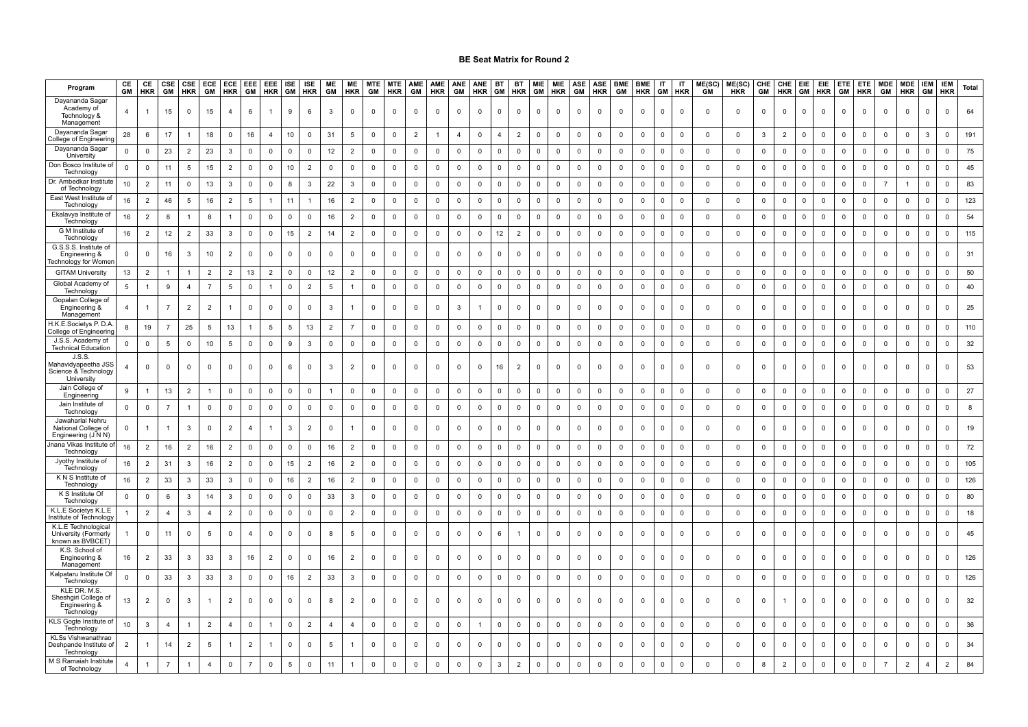## BE Seat Matrix for Round 2

| Program | CE GM | CE HKR | CSE GM | CSE HKR | ECE GM | ECE HKR | EEE GM | EEE HKR | ISE GM | ISE HKR | ME GM | ME HKR | MTE GM | MTE HKR | AME GM | AME HKR | ANE GM | ANE HKR | BT GM | BT HKR | MIE GM | MIE HKR | ASE GM | ASE HKR | BME GM | BME HKR | IT GM | IT HKR | ME(SC) GM | ME(SC) HKR | CHE GM | CHE HKR | EIE GM | EIE HKR | ETE GM | ETE HKR | MDE GM | MDE HKR | IEM GM | IEM HKR | Total |
|---|---|---|---|---|---|---|---|---|---|---|---|---|---|---|---|---|---|---|---|---|---|---|---|---|---|---|---|---|---|---|---|---|---|---|---|---|---|---|---|---|---|
| Dayananda Sagar Academy of Technology & Management | 4 | 1 | 15 | 0 | 15 | 4 | 6 | 1 | 9 | 6 | 3 | 0 | 0 | 0 | 0 | 0 | 0 | 0 | 0 | 0 | 0 | 0 | 0 | 0 | 0 | 0 | 0 | 0 | 0 | 0 | 0 | 0 | 0 | 0 | 0 | 0 | 0 | 0 | 0 | 0 | 64 |
| Dayananda Sagar College of Engineering | 28 | 6 | 17 | 1 | 18 | 0 | 16 | 4 | 10 | 0 | 31 | 5 | 0 | 0 | 2 | 1 | 4 | 0 | 4 | 2 | 0 | 0 | 0 | 0 | 0 | 0 | 0 | 0 | 0 | 0 | 3 | 2 | 0 | 0 | 0 | 0 | 0 | 0 | 3 | 0 | 191 |
| Dayananda Sagar University | 0 | 0 | 23 | 2 | 23 | 3 | 0 | 0 | 0 | 0 | 12 | 2 | 0 | 0 | 0 | 0 | 0 | 0 | 0 | 0 | 0 | 0 | 0 | 0 | 0 | 0 | 0 | 0 | 0 | 0 | 0 | 0 | 0 | 0 | 0 | 0 | 0 | 0 | 0 | 0 | 75 |
| Don Bosco Institute of Technology | 0 | 0 | 11 | 5 | 15 | 2 | 0 | 0 | 10 | 2 | 0 | 0 | 0 | 0 | 0 | 0 | 0 | 0 | 0 | 0 | 0 | 0 | 0 | 0 | 0 | 0 | 0 | 0 | 0 | 0 | 0 | 0 | 0 | 0 | 0 | 0 | 0 | 0 | 0 | 0 | 45 |
| Dr. Ambedkar Institute of Technology | 10 | 2 | 11 | 0 | 13 | 3 | 0 | 0 | 8 | 3 | 22 | 3 | 0 | 0 | 0 | 0 | 0 | 0 | 0 | 0 | 0 | 0 | 0 | 0 | 0 | 0 | 0 | 0 | 0 | 0 | 0 | 0 | 0 | 0 | 0 | 0 | 7 | 1 | 0 | 0 | 83 |
| East West Institute of Technology | 16 | 2 | 46 | 5 | 16 | 2 | 5 | 1 | 11 | 1 | 16 | 2 | 0 | 0 | 0 | 0 | 0 | 0 | 0 | 0 | 0 | 0 | 0 | 0 | 0 | 0 | 0 | 0 | 0 | 0 | 0 | 0 | 0 | 0 | 0 | 0 | 0 | 0 | 0 | 0 | 123 |
| Ekalavya Institute of Technology | 16 | 2 | 8 | 1 | 8 | 1 | 0 | 0 | 0 | 0 | 16 | 2 | 0 | 0 | 0 | 0 | 0 | 0 | 0 | 0 | 0 | 0 | 0 | 0 | 0 | 0 | 0 | 0 | 0 | 0 | 0 | 0 | 0 | 0 | 0 | 0 | 0 | 0 | 0 | 0 | 54 |
| G M Institute of Technology | 16 | 2 | 12 | 2 | 33 | 3 | 0 | 0 | 15 | 2 | 14 | 2 | 0 | 0 | 0 | 0 | 0 | 0 | 12 | 2 | 0 | 0 | 0 | 0 | 0 | 0 | 0 | 0 | 0 | 0 | 0 | 0 | 0 | 0 | 0 | 0 | 0 | 0 | 0 | 0 | 115 |
| G.S.S.S. Institute of Engineering & Technology for Women | 0 | 0 | 16 | 3 | 10 | 2 | 0 | 0 | 0 | 0 | 0 | 0 | 0 | 0 | 0 | 0 | 0 | 0 | 0 | 0 | 0 | 0 | 0 | 0 | 0 | 0 | 0 | 0 | 0 | 0 | 0 | 0 | 0 | 0 | 0 | 0 | 0 | 0 | 0 | 0 | 31 |
| GITAM University | 13 | 2 | 1 | 1 | 2 | 2 | 13 | 2 | 0 | 0 | 12 | 2 | 0 | 0 | 0 | 0 | 0 | 0 | 0 | 0 | 0 | 0 | 0 | 0 | 0 | 0 | 0 | 0 | 0 | 0 | 0 | 0 | 0 | 0 | 0 | 0 | 0 | 0 | 0 | 0 | 50 |
| Global Academy of Technology | 5 | 1 | 9 | 4 | 7 | 5 | 0 | 1 | 0 | 2 | 5 | 1 | 0 | 0 | 0 | 0 | 0 | 0 | 0 | 0 | 0 | 0 | 0 | 0 | 0 | 0 | 0 | 0 | 0 | 0 | 0 | 0 | 0 | 0 | 0 | 0 | 0 | 0 | 0 | 0 | 40 |
| Gopalan College of Engineering & Management | 4 | 1 | 7 | 2 | 2 | 1 | 0 | 0 | 0 | 0 | 3 | 1 | 0 | 0 | 0 | 0 | 3 | 1 | 0 | 0 | 0 | 0 | 0 | 0 | 0 | 0 | 0 | 0 | 0 | 0 | 0 | 0 | 0 | 0 | 0 | 0 | 0 | 0 | 0 | 0 | 25 |
| H.K.E.Societys P. D.A. College of Engineering | 8 | 19 | 7 | 25 | 5 | 13 | 1 | 5 | 5 | 13 | 2 | 7 | 0 | 0 | 0 | 0 | 0 | 0 | 0 | 0 | 0 | 0 | 0 | 0 | 0 | 0 | 0 | 0 | 0 | 0 | 0 | 0 | 0 | 0 | 0 | 0 | 0 | 0 | 0 | 0 | 110 |
| J.S.S. Academy of Technical Education | 0 | 0 | 5 | 0 | 10 | 5 | 0 | 0 | 9 | 3 | 0 | 0 | 0 | 0 | 0 | 0 | 0 | 0 | 0 | 0 | 0 | 0 | 0 | 0 | 0 | 0 | 0 | 0 | 0 | 0 | 0 | 0 | 0 | 0 | 0 | 0 | 0 | 0 | 0 | 0 | 32 |
| J.S.S. Mahavidyapeetha JSS Science & Technology University | 4 | 0 | 0 | 0 | 0 | 0 | 0 | 0 | 6 | 0 | 3 | 2 | 0 | 0 | 0 | 0 | 0 | 0 | 16 | 2 | 0 | 0 | 0 | 0 | 0 | 0 | 0 | 0 | 0 | 0 | 0 | 0 | 0 | 0 | 0 | 0 | 0 | 0 | 0 | 0 | 53 |
| Jain College of Engineering | 9 | 1 | 13 | 2 | 1 | 0 | 0 | 0 | 0 | 0 | 1 | 0 | 0 | 0 | 0 | 0 | 0 | 0 | 0 | 0 | 0 | 0 | 0 | 0 | 0 | 0 | 0 | 0 | 0 | 0 | 0 | 0 | 0 | 0 | 0 | 0 | 0 | 0 | 0 | 0 | 27 |
| Jain Institute of Technology | 0 | 0 | 7 | 1 | 0 | 0 | 0 | 0 | 0 | 0 | 0 | 0 | 0 | 0 | 0 | 0 | 0 | 0 | 0 | 0 | 0 | 0 | 0 | 0 | 0 | 0 | 0 | 0 | 0 | 0 | 0 | 0 | 0 | 0 | 0 | 0 | 0 | 0 | 0 | 0 | 8 |
| Jawaharlal Nehru National College of Engineering (J N N) | 0 | 1 | 1 | 3 | 0 | 2 | 4 | 1 | 3 | 2 | 0 | 1 | 0 | 0 | 0 | 0 | 0 | 0 | 0 | 0 | 0 | 0 | 0 | 0 | 0 | 0 | 0 | 0 | 0 | 0 | 0 | 0 | 0 | 0 | 0 | 0 | 0 | 0 | 0 | 0 | 19 |
| Jnana Vikas Institute of Technology | 16 | 2 | 16 | 2 | 16 | 2 | 0 | 0 | 0 | 0 | 16 | 2 | 0 | 0 | 0 | 0 | 0 | 0 | 0 | 0 | 0 | 0 | 0 | 0 | 0 | 0 | 0 | 0 | 0 | 0 | 0 | 0 | 0 | 0 | 0 | 0 | 0 | 0 | 0 | 0 | 72 |
| Jyothy Institute of Technology | 16 | 2 | 31 | 3 | 16 | 2 | 0 | 0 | 15 | 2 | 16 | 2 | 0 | 0 | 0 | 0 | 0 | 0 | 0 | 0 | 0 | 0 | 0 | 0 | 0 | 0 | 0 | 0 | 0 | 0 | 0 | 0 | 0 | 0 | 0 | 0 | 0 | 0 | 0 | 0 | 105 |
| K N S Institute of Technology | 16 | 2 | 33 | 3 | 33 | 3 | 0 | 0 | 16 | 2 | 16 | 2 | 0 | 0 | 0 | 0 | 0 | 0 | 0 | 0 | 0 | 0 | 0 | 0 | 0 | 0 | 0 | 0 | 0 | 0 | 0 | 0 | 0 | 0 | 0 | 0 | 0 | 0 | 0 | 0 | 126 |
| K S Institute Of Technology | 0 | 0 | 6 | 3 | 14 | 3 | 0 | 0 | 0 | 0 | 33 | 3 | 0 | 0 | 0 | 0 | 0 | 0 | 0 | 0 | 0 | 0 | 0 | 0 | 0 | 0 | 0 | 0 | 0 | 0 | 0 | 0 | 0 | 0 | 0 | 0 | 0 | 0 | 0 | 0 | 80 |
| K.L.E Societys K.L.E Institute of Technology | 1 | 2 | 4 | 3 | 4 | 2 | 0 | 0 | 0 | 0 | 0 | 2 | 0 | 0 | 0 | 0 | 0 | 0 | 0 | 0 | 0 | 0 | 0 | 0 | 0 | 0 | 0 | 0 | 0 | 0 | 0 | 0 | 0 | 0 | 0 | 0 | 0 | 0 | 0 | 0 | 18 |
| K.L.E Technological University (Formerly known as BVBCET) | 1 | 0 | 11 | 0 | 5 | 0 | 4 | 0 | 0 | 0 | 8 | 5 | 0 | 0 | 0 | 0 | 0 | 0 | 6 | 1 | 0 | 0 | 0 | 0 | 0 | 0 | 0 | 0 | 0 | 0 | 0 | 0 | 0 | 0 | 0 | 0 | 0 | 0 | 0 | 0 | 45 |
| K.S. School of Engineering & Management | 16 | 2 | 33 | 3 | 33 | 3 | 16 | 2 | 0 | 0 | 16 | 2 | 0 | 0 | 0 | 0 | 0 | 0 | 0 | 0 | 0 | 0 | 0 | 0 | 0 | 0 | 0 | 0 | 0 | 0 | 0 | 0 | 0 | 0 | 0 | 0 | 0 | 0 | 0 | 0 | 126 |
| Kalpataru Institute Of Technology | 0 | 0 | 33 | 3 | 33 | 3 | 0 | 0 | 16 | 2 | 33 | 3 | 0 | 0 | 0 | 0 | 0 | 0 | 0 | 0 | 0 | 0 | 0 | 0 | 0 | 0 | 0 | 0 | 0 | 0 | 0 | 0 | 0 | 0 | 0 | 0 | 0 | 0 | 0 | 0 | 126 |
| KLE DR. M.S. Sheshgiri College of Engineering & Technology | 13 | 2 | 0 | 3 | 1 | 2 | 0 | 0 | 0 | 0 | 8 | 2 | 0 | 0 | 0 | 0 | 0 | 0 | 0 | 0 | 0 | 0 | 0 | 0 | 0 | 0 | 0 | 0 | 0 | 0 | 0 | 1 | 0 | 0 | 0 | 0 | 0 | 0 | 0 | 0 | 32 |
| KLS Gogte Institute of Technology | 10 | 3 | 4 | 1 | 2 | 4 | 0 | 1 | 0 | 2 | 4 | 4 | 0 | 0 | 0 | 0 | 0 | 1 | 0 | 0 | 0 | 0 | 0 | 0 | 0 | 0 | 0 | 0 | 0 | 0 | 0 | 0 | 0 | 0 | 0 | 0 | 0 | 0 | 0 | 0 | 36 |
| KLSs Vishwanathrao Deshpande Institute of Technology | 2 | 1 | 14 | 2 | 5 | 1 | 2 | 1 | 0 | 0 | 5 | 1 | 0 | 0 | 0 | 0 | 0 | 0 | 0 | 0 | 0 | 0 | 0 | 0 | 0 | 0 | 0 | 0 | 0 | 0 | 0 | 0 | 0 | 0 | 0 | 0 | 0 | 0 | 0 | 0 | 34 |
| M S Ramaiah Institute of Technology | 4 | 1 | 7 | 1 | 4 | 0 | 7 | 0 | 5 | 0 | 11 | 1 | 0 | 0 | 0 | 0 | 0 | 0 | 3 | 2 | 0 | 0 | 0 | 0 | 0 | 0 | 0 | 0 | 0 | 0 | 8 | 2 | 0 | 0 | 0 | 0 | 7 | 2 | 4 | 2 | 84 |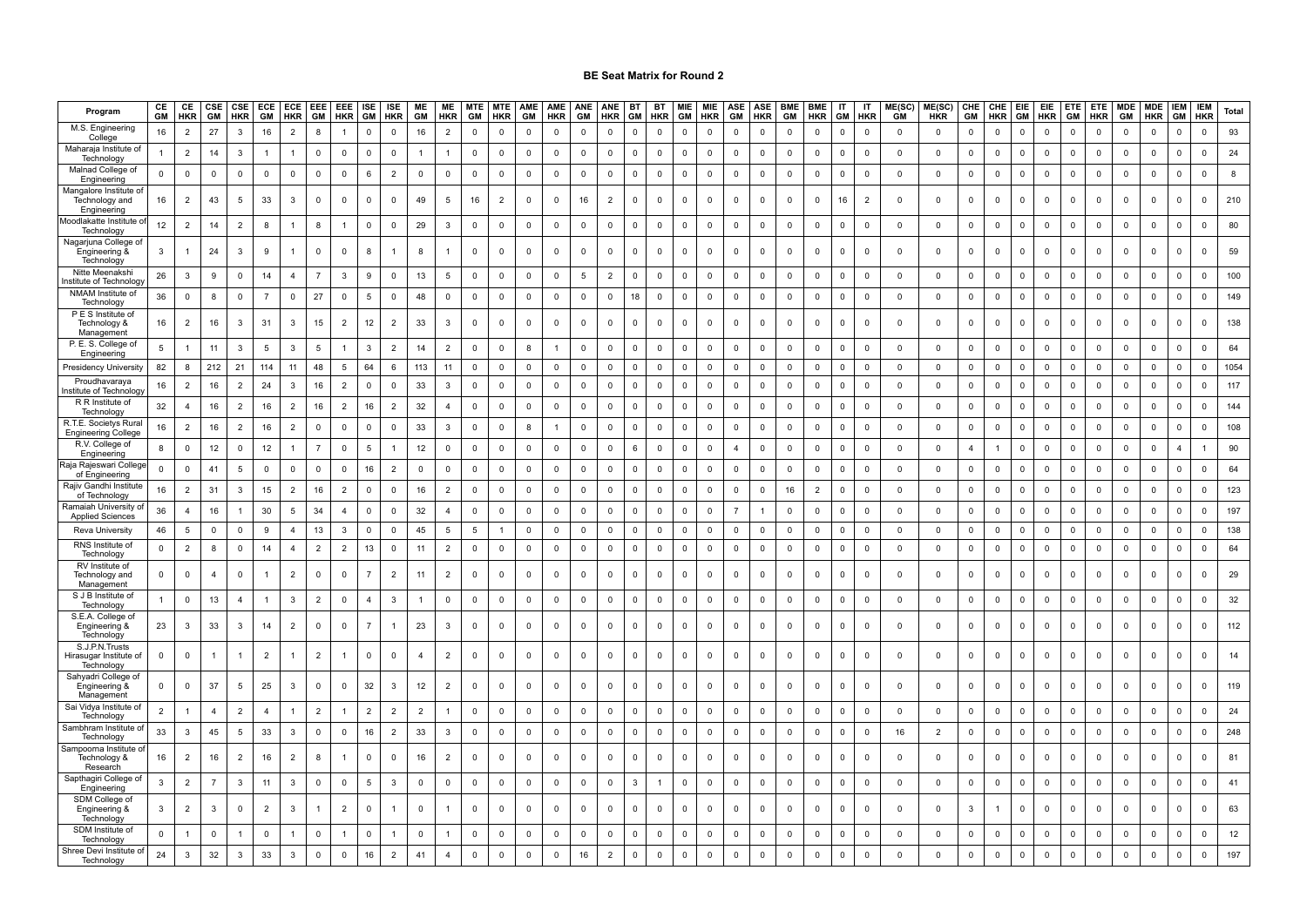## BE Seat Matrix for Round 2

| Program | CE GM | CE HKR | CSE GM | CSE HKR | ECE GM | ECE HKR | EEE GM | EEE HKR | ISE GM | ISE HKR | ME GM | ME HKR | MTE GM | MTE HKR | AME GM | AME HKR | ANE GM | ANE HKR | BT GM | BT HKR | MIE GM | MIE HKR | ASE GM | ASE HKR | BME GM | BME HKR | IT GM | IT HKR | ME(SC) GM | ME(SC) HKR | CHE GM | CHE HKR | EIE GM | EIE HKR | ETE GM | ETE HKR | MDE GM | MDE HKR | IEM GM | IEM HKR | Total |
|---|---|---|---|---|---|---|---|---|---|---|---|---|---|---|---|---|---|---|---|---|---|---|---|---|---|---|---|---|---|---|---|---|---|---|---|---|---|---|---|---|---|
| M.S. Engineering College | 16 | 2 | 27 | 3 | 16 | 2 | 8 | 1 | 0 | 0 | 16 | 2 | 0 | 0 | 0 | 0 | 0 | 0 | 0 | 0 | 0 | 0 | 0 | 0 | 0 | 0 | 0 | 0 | 0 | 0 | 0 | 0 | 0 | 0 | 0 | 0 | 0 | 0 | 0 | 0 | 93 |
| Maharaja Institute of Technology | 1 | 2 | 14 | 3 | 1 | 1 | 0 | 0 | 0 | 0 | 1 | 1 | 0 | 0 | 0 | 0 | 0 | 0 | 0 | 0 | 0 | 0 | 0 | 0 | 0 | 0 | 0 | 0 | 0 | 0 | 0 | 0 | 0 | 0 | 0 | 0 | 0 | 0 | 0 | 0 | 24 |
| Malnad College of Engineering | 0 | 0 | 0 | 0 | 0 | 0 | 0 | 0 | 6 | 2 | 0 | 0 | 0 | 0 | 0 | 0 | 0 | 0 | 0 | 0 | 0 | 0 | 0 | 0 | 0 | 0 | 0 | 0 | 0 | 0 | 0 | 0 | 0 | 0 | 0 | 0 | 0 | 0 | 0 | 0 | 8 |
| Mangalore Institute of Technology and Engineering | 16 | 2 | 43 | 5 | 33 | 3 | 0 | 0 | 0 | 0 | 49 | 5 | 16 | 2 | 0 | 0 | 16 | 2 | 0 | 0 | 0 | 0 | 0 | 0 | 0 | 0 | 16 | 2 | 0 | 0 | 0 | 0 | 0 | 0 | 0 | 0 | 0 | 0 | 0 | 0 | 210 |
| Moodlakatte Institute of Technology | 12 | 2 | 14 | 2 | 8 | 1 | 8 | 1 | 0 | 0 | 29 | 3 | 0 | 0 | 0 | 0 | 0 | 0 | 0 | 0 | 0 | 0 | 0 | 0 | 0 | 0 | 0 | 0 | 0 | 0 | 0 | 0 | 0 | 0 | 0 | 0 | 0 | 0 | 0 | 0 | 80 |
| Nagarjuna College of Engineering & Technology | 3 | 1 | 24 | 3 | 9 | 1 | 0 | 0 | 8 | 1 | 8 | 1 | 0 | 0 | 0 | 0 | 0 | 0 | 0 | 0 | 0 | 0 | 0 | 0 | 0 | 0 | 0 | 0 | 0 | 0 | 0 | 0 | 0 | 0 | 0 | 0 | 0 | 0 | 0 | 0 | 59 |
| Nitte Meenakshi Institute of Technology | 26 | 3 | 9 | 0 | 14 | 4 | 7 | 3 | 9 | 0 | 13 | 5 | 0 | 0 | 0 | 0 | 5 | 2 | 0 | 0 | 0 | 0 | 0 | 0 | 0 | 0 | 0 | 0 | 0 | 0 | 0 | 0 | 0 | 0 | 0 | 0 | 0 | 0 | 0 | 0 | 100 |
| NMAM Institute of Technology | 36 | 0 | 8 | 0 | 7 | 0 | 27 | 0 | 5 | 0 | 48 | 0 | 0 | 0 | 0 | 0 | 0 | 0 | 18 | 0 | 0 | 0 | 0 | 0 | 0 | 0 | 0 | 0 | 0 | 0 | 0 | 0 | 0 | 0 | 0 | 0 | 0 | 0 | 0 | 0 | 149 |
| P E S Institute of Technology & Management | 16 | 2 | 16 | 3 | 31 | 3 | 15 | 2 | 12 | 2 | 33 | 3 | 0 | 0 | 0 | 0 | 0 | 0 | 0 | 0 | 0 | 0 | 0 | 0 | 0 | 0 | 0 | 0 | 0 | 0 | 0 | 0 | 0 | 0 | 0 | 0 | 0 | 0 | 0 | 0 | 138 |
| P. E. S. College of Engineering | 5 | 1 | 11 | 3 | 5 | 3 | 5 | 1 | 3 | 2 | 14 | 2 | 0 | 0 | 8 | 1 | 0 | 0 | 0 | 0 | 0 | 0 | 0 | 0 | 0 | 0 | 0 | 0 | 0 | 0 | 0 | 0 | 0 | 0 | 0 | 0 | 0 | 0 | 0 | 0 | 64 |
| Presidency University | 82 | 8 | 212 | 21 | 114 | 11 | 48 | 5 | 64 | 6 | 113 | 11 | 0 | 0 | 0 | 0 | 0 | 0 | 0 | 0 | 0 | 0 | 0 | 0 | 0 | 0 | 0 | 0 | 0 | 0 | 0 | 0 | 0 | 0 | 0 | 0 | 0 | 0 | 0 | 0 | 1054 |
| Proudhavaraya Institute of Technology | 16 | 2 | 16 | 2 | 24 | 3 | 16 | 2 | 0 | 0 | 33 | 3 | 0 | 0 | 0 | 0 | 0 | 0 | 0 | 0 | 0 | 0 | 0 | 0 | 0 | 0 | 0 | 0 | 0 | 0 | 0 | 0 | 0 | 0 | 0 | 0 | 0 | 0 | 0 | 0 | 117 |
| R R Institute of Technology | 32 | 4 | 16 | 2 | 16 | 2 | 16 | 2 | 16 | 2 | 32 | 4 | 0 | 0 | 0 | 0 | 0 | 0 | 0 | 0 | 0 | 0 | 0 | 0 | 0 | 0 | 0 | 0 | 0 | 0 | 0 | 0 | 0 | 0 | 0 | 0 | 0 | 0 | 0 | 0 | 144 |
| R.T.E. Societys Rural Engineering College | 16 | 2 | 16 | 2 | 16 | 2 | 0 | 0 | 0 | 0 | 33 | 3 | 0 | 0 | 8 | 1 | 0 | 0 | 0 | 0 | 0 | 0 | 0 | 0 | 0 | 0 | 0 | 0 | 0 | 0 | 0 | 0 | 0 | 0 | 0 | 0 | 0 | 0 | 0 | 0 | 108 |
| R.V. College of Engineering | 8 | 0 | 12 | 0 | 12 | 1 | 7 | 0 | 5 | 1 | 12 | 0 | 0 | 0 | 0 | 0 | 0 | 0 | 6 | 0 | 0 | 0 | 4 | 0 | 0 | 0 | 0 | 0 | 0 | 0 | 4 | 1 | 0 | 0 | 0 | 0 | 0 | 0 | 4 | 1 | 90 |
| Raja Rajeswari College of Engineering | 0 | 0 | 41 | 5 | 0 | 0 | 0 | 0 | 16 | 2 | 0 | 0 | 0 | 0 | 0 | 0 | 0 | 0 | 0 | 0 | 0 | 0 | 0 | 0 | 0 | 0 | 0 | 0 | 0 | 0 | 0 | 0 | 0 | 0 | 0 | 0 | 0 | 0 | 0 | 0 | 64 |
| Rajiv Gandhi Institute of Technology | 16 | 2 | 31 | 3 | 15 | 2 | 16 | 2 | 0 | 0 | 16 | 2 | 0 | 0 | 0 | 0 | 0 | 0 | 0 | 0 | 0 | 0 | 0 | 0 | 16 | 2 | 0 | 0 | 0 | 0 | 0 | 0 | 0 | 0 | 0 | 0 | 0 | 0 | 0 | 0 | 123 |
| Ramaiah University of Applied Sciences | 36 | 4 | 16 | 1 | 30 | 5 | 34 | 4 | 0 | 0 | 32 | 4 | 0 | 0 | 0 | 0 | 0 | 0 | 0 | 0 | 0 | 0 | 7 | 1 | 0 | 0 | 0 | 0 | 0 | 0 | 0 | 0 | 0 | 0 | 0 | 0 | 0 | 0 | 0 | 0 | 197 |
| Reva University | 46 | 5 | 0 | 0 | 9 | 4 | 13 | 3 | 0 | 0 | 45 | 5 | 5 | 1 | 0 | 0 | 0 | 0 | 0 | 0 | 0 | 0 | 0 | 0 | 0 | 0 | 0 | 0 | 0 | 0 | 0 | 0 | 0 | 0 | 0 | 0 | 0 | 0 | 0 | 0 | 138 |
| RNS Institute of Technology | 0 | 2 | 8 | 0 | 14 | 4 | 2 | 2 | 13 | 0 | 11 | 2 | 0 | 0 | 0 | 0 | 0 | 0 | 0 | 0 | 0 | 0 | 0 | 0 | 0 | 0 | 0 | 0 | 0 | 0 | 0 | 0 | 0 | 0 | 0 | 0 | 0 | 0 | 0 | 0 | 64 |
| RV Institute of Technology and Management | 0 | 0 | 4 | 0 | 1 | 2 | 0 | 0 | 7 | 2 | 11 | 2 | 0 | 0 | 0 | 0 | 0 | 0 | 0 | 0 | 0 | 0 | 0 | 0 | 0 | 0 | 0 | 0 | 0 | 0 | 0 | 0 | 0 | 0 | 0 | 0 | 0 | 0 | 0 | 0 | 29 |
| S J B Institute of Technology | 1 | 0 | 13 | 4 | 1 | 3 | 2 | 0 | 4 | 3 | 1 | 0 | 0 | 0 | 0 | 0 | 0 | 0 | 0 | 0 | 0 | 0 | 0 | 0 | 0 | 0 | 0 | 0 | 0 | 0 | 0 | 0 | 0 | 0 | 0 | 0 | 0 | 0 | 0 | 0 | 32 |
| S.E.A. College of Engineering & Technology | 23 | 3 | 33 | 3 | 14 | 2 | 0 | 0 | 7 | 1 | 23 | 3 | 0 | 0 | 0 | 0 | 0 | 0 | 0 | 0 | 0 | 0 | 0 | 0 | 0 | 0 | 0 | 0 | 0 | 0 | 0 | 0 | 0 | 0 | 0 | 0 | 0 | 0 | 0 | 0 | 112 |
| S.J.P.N.Trusts Hirasugar Institute of Technology | 0 | 0 | 1 | 1 | 2 | 1 | 2 | 1 | 0 | 0 | 4 | 2 | 0 | 0 | 0 | 0 | 0 | 0 | 0 | 0 | 0 | 0 | 0 | 0 | 0 | 0 | 0 | 0 | 0 | 0 | 0 | 0 | 0 | 0 | 0 | 0 | 0 | 0 | 0 | 0 | 14 |
| Sahyadri College of Engineering & Management | 0 | 0 | 37 | 5 | 25 | 3 | 0 | 0 | 32 | 3 | 12 | 2 | 0 | 0 | 0 | 0 | 0 | 0 | 0 | 0 | 0 | 0 | 0 | 0 | 0 | 0 | 0 | 0 | 0 | 0 | 0 | 0 | 0 | 0 | 0 | 0 | 0 | 0 | 0 | 0 | 119 |
| Sai Vidya Institute of Technology | 2 | 1 | 4 | 2 | 4 | 1 | 2 | 1 | 2 | 2 | 2 | 1 | 0 | 0 | 0 | 0 | 0 | 0 | 0 | 0 | 0 | 0 | 0 | 0 | 0 | 0 | 0 | 0 | 0 | 0 | 0 | 0 | 0 | 0 | 0 | 0 | 0 | 0 | 0 | 0 | 24 |
| Sambhram Institute of Technology | 33 | 3 | 45 | 5 | 33 | 3 | 0 | 0 | 16 | 2 | 33 | 3 | 0 | 0 | 0 | 0 | 0 | 0 | 0 | 0 | 0 | 0 | 0 | 0 | 0 | 0 | 0 | 0 | 16 | 2 | 0 | 0 | 0 | 0 | 0 | 0 | 0 | 0 | 0 | 0 | 248 |
| Sampoorna Institute of Technology & Research | 16 | 2 | 16 | 2 | 16 | 2 | 8 | 1 | 0 | 0 | 16 | 2 | 0 | 0 | 0 | 0 | 0 | 0 | 0 | 0 | 0 | 0 | 0 | 0 | 0 | 0 | 0 | 0 | 0 | 0 | 0 | 0 | 0 | 0 | 0 | 0 | 0 | 0 | 0 | 0 | 81 |
| Sapthagiri College of Engineering | 3 | 2 | 7 | 3 | 11 | 3 | 0 | 0 | 5 | 3 | 0 | 0 | 0 | 0 | 0 | 0 | 0 | 0 | 3 | 1 | 0 | 0 | 0 | 0 | 0 | 0 | 0 | 0 | 0 | 0 | 0 | 0 | 0 | 0 | 0 | 0 | 0 | 0 | 0 | 0 | 41 |
| SDM College of Engineering & Technology | 3 | 2 | 3 | 0 | 2 | 3 | 1 | 2 | 0 | 1 | 0 | 1 | 0 | 0 | 0 | 0 | 0 | 0 | 0 | 0 | 0 | 0 | 0 | 0 | 0 | 0 | 0 | 0 | 0 | 0 | 3 | 1 | 0 | 0 | 0 | 0 | 0 | 0 | 0 | 0 | 63 |
| SDM Institute of Technology | 0 | 1 | 0 | 1 | 0 | 1 | 0 | 1 | 0 | 1 | 0 | 1 | 0 | 0 | 0 | 0 | 0 | 0 | 0 | 0 | 0 | 0 | 0 | 0 | 0 | 0 | 0 | 0 | 0 | 0 | 0 | 0 | 0 | 0 | 0 | 0 | 0 | 0 | 0 | 0 | 12 |
| Shree Devi Institute of Technology | 24 | 3 | 32 | 3 | 33 | 3 | 0 | 0 | 16 | 2 | 41 | 4 | 0 | 0 | 0 | 0 | 16 | 2 | 0 | 0 | 0 | 0 | 0 | 0 | 0 | 0 | 0 | 0 | 0 | 0 | 0 | 0 | 0 | 0 | 0 | 0 | 0 | 0 | 0 | 0 | 197 |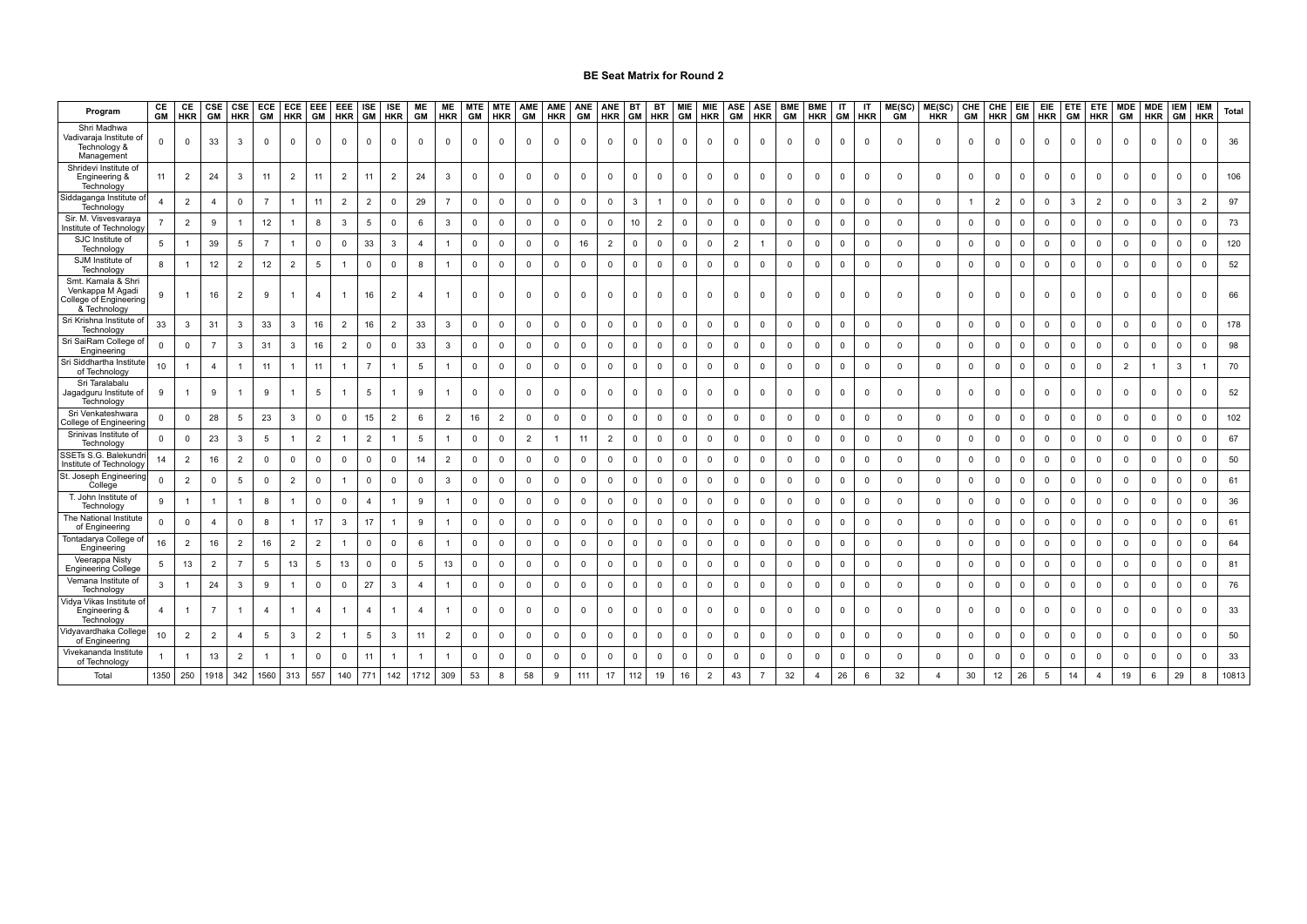# BE Seat Matrix for Round 2

| Program | CE GM | CE HKR | CSE GM | CSE HKR | ECE GM | ECE HKR | EEE GM | EEE HKR | ISE GM | ISE HKR | ME GM | ME HKR | MTE GM | MTE HKR | AME GM | AME HKR | ANE GM | ANE HKR | BT GM | BT HKR | MIE GM | MIE HKR | ASE GM | ASE HKR | BME GM | BME HKR | IT GM | IT HKR | ME(SC) GM | ME(SC) HKR | CHE GM | CHE HKR | EIE GM | EIE HKR | ETE GM | ETE HKR | MDE GM | MDE HKR | IEM GM | IEM HKR | Total |
|---|---|---|---|---|---|---|---|---|---|---|---|---|---|---|---|---|---|---|---|---|---|---|---|---|---|---|---|---|---|---|---|---|---|---|---|---|---|---|---|---|---|
| Shri Madhwa Vadivaraja Institute of Technology & Management | 0 | 0 | 33 | 3 | 0 | 0 | 0 | 0 | 0 | 0 | 0 | 0 | 0 | 0 | 0 | 0 | 0 | 0 | 0 | 0 | 0 | 0 | 0 | 0 | 0 | 0 | 0 | 0 | 0 | 0 | 0 | 0 | 0 | 0 | 0 | 0 | 0 | 0 | 0 | 0 | 36 |
| Shridevi Institute of Engineering & Technology | 11 | 2 | 24 | 3 | 11 | 2 | 11 | 2 | 11 | 2 | 24 | 3 | 0 | 0 | 0 | 0 | 0 | 0 | 0 | 0 | 0 | 0 | 0 | 0 | 0 | 0 | 0 | 0 | 0 | 0 | 0 | 0 | 0 | 0 | 0 | 0 | 0 | 0 | 0 | 0 | 106 |
| Siddaganga Institute of Technology | 4 | 2 | 4 | 0 | 7 | 1 | 11 | 2 | 2 | 0 | 29 | 7 | 0 | 0 | 0 | 0 | 0 | 0 | 3 | 1 | 0 | 0 | 0 | 0 | 0 | 0 | 0 | 0 | 0 | 0 | 1 | 2 | 0 | 0 | 3 | 2 | 0 | 0 | 3 | 2 | 97 |
| Sir. M. Visvesvaraya Institute of Technology | 7 | 2 | 9 | 1 | 12 | 1 | 8 | 3 | 5 | 0 | 6 | 3 | 0 | 0 | 0 | 0 | 0 | 0 | 10 | 2 | 0 | 0 | 0 | 0 | 0 | 0 | 0 | 0 | 0 | 0 | 0 | 0 | 0 | 0 | 0 | 0 | 0 | 0 | 0 | 0 | 73 |
| SJC Institute of Technology | 5 | 1 | 39 | 5 | 7 | 1 | 0 | 0 | 33 | 3 | 4 | 1 | 0 | 0 | 0 | 0 | 16 | 2 | 0 | 0 | 0 | 0 | 2 | 1 | 0 | 0 | 0 | 0 | 0 | 0 | 0 | 0 | 0 | 0 | 0 | 0 | 0 | 0 | 0 | 0 | 120 |
| SJM Institute of Technology | 8 | 1 | 12 | 2 | 12 | 2 | 5 | 1 | 0 | 0 | 8 | 1 | 0 | 0 | 0 | 0 | 0 | 0 | 0 | 0 | 0 | 0 | 0 | 0 | 0 | 0 | 0 | 0 | 0 | 0 | 0 | 0 | 0 | 0 | 0 | 0 | 0 | 0 | 0 | 0 | 52 |
| Smt. Kamala & Shri Venkappa M Agadi College of Engineering & Technology | 9 | 1 | 16 | 2 | 9 | 1 | 4 | 1 | 16 | 2 | 4 | 1 | 0 | 0 | 0 | 0 | 0 | 0 | 0 | 0 | 0 | 0 | 0 | 0 | 0 | 0 | 0 | 0 | 0 | 0 | 0 | 0 | 0 | 0 | 0 | 0 | 0 | 0 | 0 | 0 | 66 |
| Sri Krishna Institute of Technology | 33 | 3 | 31 | 3 | 33 | 3 | 16 | 2 | 16 | 2 | 33 | 3 | 0 | 0 | 0 | 0 | 0 | 0 | 0 | 0 | 0 | 0 | 0 | 0 | 0 | 0 | 0 | 0 | 0 | 0 | 0 | 0 | 0 | 0 | 0 | 0 | 0 | 0 | 0 | 0 | 178 |
| Sri SaiRam College of Engineering | 0 | 0 | 7 | 3 | 31 | 3 | 16 | 2 | 0 | 0 | 33 | 3 | 0 | 0 | 0 | 0 | 0 | 0 | 0 | 0 | 0 | 0 | 0 | 0 | 0 | 0 | 0 | 0 | 0 | 0 | 0 | 0 | 0 | 0 | 0 | 0 | 0 | 0 | 0 | 0 | 98 |
| Sri Siddhartha Institute of Technology | 10 | 1 | 4 | 1 | 11 | 1 | 11 | 1 | 7 | 1 | 5 | 1 | 0 | 0 | 0 | 0 | 0 | 0 | 0 | 0 | 0 | 0 | 0 | 0 | 0 | 0 | 0 | 0 | 0 | 0 | 0 | 0 | 0 | 0 | 0 | 0 | 2 | 1 | 3 | 1 | 70 |
| Sri Taralabalu Jagadguru Institute of Technology | 9 | 1 | 9 | 1 | 9 | 1 | 5 | 1 | 5 | 1 | 9 | 1 | 0 | 0 | 0 | 0 | 0 | 0 | 0 | 0 | 0 | 0 | 0 | 0 | 0 | 0 | 0 | 0 | 0 | 0 | 0 | 0 | 0 | 0 | 0 | 0 | 0 | 0 | 0 | 0 | 52 |
| Sri Venkateshwara College of Engineering | 0 | 0 | 28 | 5 | 23 | 3 | 0 | 0 | 15 | 2 | 6 | 2 | 16 | 2 | 0 | 0 | 0 | 0 | 0 | 0 | 0 | 0 | 0 | 0 | 0 | 0 | 0 | 0 | 0 | 0 | 0 | 0 | 0 | 0 | 0 | 0 | 0 | 0 | 0 | 0 | 102 |
| Srinivas Institute of Technology | 0 | 0 | 23 | 3 | 5 | 1 | 2 | 1 | 2 | 1 | 5 | 1 | 0 | 0 | 2 | 1 | 11 | 2 | 0 | 0 | 0 | 0 | 0 | 0 | 0 | 0 | 0 | 0 | 0 | 0 | 0 | 0 | 0 | 0 | 0 | 0 | 0 | 0 | 0 | 0 | 67 |
| SSETs S.G. Balekundri Institute of Technology | 14 | 2 | 16 | 2 | 0 | 0 | 0 | 0 | 0 | 0 | 14 | 2 | 0 | 0 | 0 | 0 | 0 | 0 | 0 | 0 | 0 | 0 | 0 | 0 | 0 | 0 | 0 | 0 | 0 | 0 | 0 | 0 | 0 | 0 | 0 | 0 | 0 | 0 | 0 | 0 | 50 |
| St. Joseph Engineering College | 0 | 2 | 0 | 5 | 0 | 2 | 0 | 1 | 0 | 0 | 0 | 3 | 0 | 0 | 0 | 0 | 0 | 0 | 0 | 0 | 0 | 0 | 0 | 0 | 0 | 0 | 0 | 0 | 0 | 0 | 0 | 0 | 0 | 0 | 0 | 0 | 0 | 0 | 0 | 0 | 61 |
| T. John Institute of Technology | 9 | 1 | 1 | 1 | 8 | 1 | 0 | 0 | 4 | 1 | 9 | 1 | 0 | 0 | 0 | 0 | 0 | 0 | 0 | 0 | 0 | 0 | 0 | 0 | 0 | 0 | 0 | 0 | 0 | 0 | 0 | 0 | 0 | 0 | 0 | 0 | 0 | 0 | 0 | 0 | 36 |
| The National Institute of Engineering | 0 | 0 | 4 | 0 | 8 | 1 | 17 | 3 | 17 | 1 | 9 | 1 | 0 | 0 | 0 | 0 | 0 | 0 | 0 | 0 | 0 | 0 | 0 | 0 | 0 | 0 | 0 | 0 | 0 | 0 | 0 | 0 | 0 | 0 | 0 | 0 | 0 | 0 | 0 | 0 | 61 |
| Tontadarya College of Engineering | 16 | 2 | 16 | 2 | 16 | 2 | 2 | 1 | 0 | 0 | 6 | 1 | 0 | 0 | 0 | 0 | 0 | 0 | 0 | 0 | 0 | 0 | 0 | 0 | 0 | 0 | 0 | 0 | 0 | 0 | 0 | 0 | 0 | 0 | 0 | 0 | 0 | 0 | 0 | 0 | 64 |
| Veerappa Nisty Engineering College | 5 | 13 | 2 | 7 | 5 | 13 | 5 | 13 | 0 | 0 | 5 | 13 | 0 | 0 | 0 | 0 | 0 | 0 | 0 | 0 | 0 | 0 | 0 | 0 | 0 | 0 | 0 | 0 | 0 | 0 | 0 | 0 | 0 | 0 | 0 | 0 | 0 | 0 | 0 | 0 | 81 |
| Vemana Institute of Technology | 3 | 1 | 24 | 3 | 9 | 1 | 0 | 0 | 27 | 3 | 4 | 1 | 0 | 0 | 0 | 0 | 0 | 0 | 0 | 0 | 0 | 0 | 0 | 0 | 0 | 0 | 0 | 0 | 0 | 0 | 0 | 0 | 0 | 0 | 0 | 0 | 0 | 0 | 0 | 0 | 76 |
| Vidya Vikas Institute of Engineering & Technology | 4 | 1 | 7 | 1 | 4 | 1 | 4 | 1 | 4 | 1 | 4 | 1 | 0 | 0 | 0 | 0 | 0 | 0 | 0 | 0 | 0 | 0 | 0 | 0 | 0 | 0 | 0 | 0 | 0 | 0 | 0 | 0 | 0 | 0 | 0 | 0 | 0 | 0 | 0 | 0 | 33 |
| Vidyavardhaka College of Engineering | 10 | 2 | 2 | 4 | 5 | 3 | 2 | 1 | 5 | 3 | 11 | 2 | 0 | 0 | 0 | 0 | 0 | 0 | 0 | 0 | 0 | 0 | 0 | 0 | 0 | 0 | 0 | 0 | 0 | 0 | 0 | 0 | 0 | 0 | 0 | 0 | 0 | 0 | 0 | 0 | 50 |
| Vivekananda Institute of Technology | 1 | 1 | 13 | 2 | 1 | 1 | 0 | 0 | 11 | 1 | 1 | 1 | 0 | 0 | 0 | 0 | 0 | 0 | 0 | 0 | 0 | 0 | 0 | 0 | 0 | 0 | 0 | 0 | 0 | 0 | 0 | 0 | 0 | 0 | 0 | 0 | 0 | 0 | 0 | 0 | 33 |
| Total | 1350 | 250 | 1918 | 342 | 1560 | 313 | 557 | 140 | 771 | 142 | 1712 | 309 | 53 | 8 | 58 | 9 | 111 | 17 | 112 | 19 | 16 | 2 | 43 | 7 | 32 | 4 | 26 | 6 | 32 | 4 | 30 | 12 | 26 | 5 | 14 | 4 | 19 | 6 | 29 | 8 | 10813 |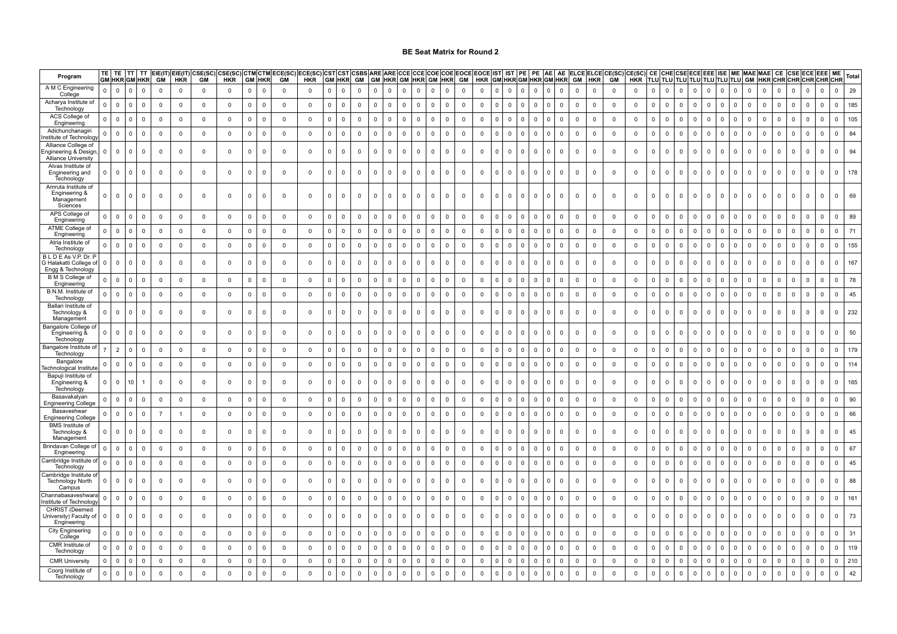# BE Seat Matrix for Round 2

| Program | TE GM | TE HKR | TT GM | TT HKR | EIE(IT) GM | EIE(IT) HKR | CSE(SC) GM | CSE(SC) HKR | CTM GM | CTM HKR | ECE(SC) GM | ECE(SC) HKR | CST GM | CST HKR | CSBS GM | ARE GM | ARE HKR | CCE GM | CCE HKR | COE GM | COE HKR | EOCE GM | EOCE HKR | IST GM | IST HKR | PE GM | PE HKR | AE GM | AE HKR | ELCE GM | ELCE HKR | CE(SC) GM | CE(SC) HKR | CE TLU | CHE TLU | CSE TLU | ECE TLU | EEE TLU | ISE TLU | ME TLU | MAE GM | MAE HKR | CE CHR | CSE CHR | ECE CHR | EEE CHR | ME CHR | Total |
|---|---|---|---|---|---|---|---|---|---|---|---|---|---|---|---|---|---|---|---|---|---|---|---|---|---|---|---|---|---|---|---|---|---|---|---|---|---|---|---|---|---|---|---|---|---|---|---|---|
| A M C Engineering College | 0 | 0 | 0 | 0 | 0 | 0 | 0 | 0 | 0 | 0 | 0 | 0 | 0 | 0 | 0 | 0 | 0 | 0 | 0 | 0 | 0 | 0 | 0 | 0 | 0 | 0 | 0 | 0 | 0 | 0 | 0 | 0 | 0 | 0 | 0 | 0 | 0 | 0 | 0 | 0 | 0 | 0 | 0 | 0 | 0 | 0 | 0 | 29 |
| Acharya Institute of Technology | 0 | 0 | 0 | 0 | 0 | 0 | 0 | 0 | 0 | 0 | 0 | 0 | 0 | 0 | 0 | 0 | 0 | 0 | 0 | 0 | 0 | 0 | 0 | 0 | 0 | 0 | 0 | 0 | 0 | 0 | 0 | 0 | 0 | 0 | 0 | 0 | 0 | 0 | 0 | 0 | 0 | 0 | 0 | 0 | 0 | 0 | 0 | 185 |
| ACS College of Engineering | 0 | 0 | 0 | 0 | 0 | 0 | 0 | 0 | 0 | 0 | 0 | 0 | 0 | 0 | 0 | 0 | 0 | 0 | 0 | 0 | 0 | 0 | 0 | 0 | 0 | 0 | 0 | 0 | 0 | 0 | 0 | 0 | 0 | 0 | 0 | 0 | 0 | 0 | 0 | 0 | 0 | 0 | 0 | 0 | 0 | 0 | 0 | 105 |
| Adichunchanagiri Institute of Technology | 0 | 0 | 0 | 0 | 0 | 0 | 0 | 0 | 0 | 0 | 0 | 0 | 0 | 0 | 0 | 0 | 0 | 0 | 0 | 0 | 0 | 0 | 0 | 0 | 0 | 0 | 0 | 0 | 0 | 0 | 0 | 0 | 0 | 0 | 0 | 0 | 0 | 0 | 0 | 0 | 0 | 0 | 0 | 0 | 0 | 0 | 0 | 84 |
| Alliance College of Engineering & Design, Alliance University | 0 | 0 | 0 | 0 | 0 | 0 | 0 | 0 | 0 | 0 | 0 | 0 | 0 | 0 | 0 | 0 | 0 | 0 | 0 | 0 | 0 | 0 | 0 | 0 | 0 | 0 | 0 | 0 | 0 | 0 | 0 | 0 | 0 | 0 | 0 | 0 | 0 | 0 | 0 | 0 | 0 | 0 | 0 | 0 | 0 | 0 | 0 | 94 |
| Alvas Institute of Engineering and Technology | 0 | 0 | 0 | 0 | 0 | 0 | 0 | 0 | 0 | 0 | 0 | 0 | 0 | 0 | 0 | 0 | 0 | 0 | 0 | 0 | 0 | 0 | 0 | 0 | 0 | 0 | 0 | 0 | 0 | 0 | 0 | 0 | 0 | 0 | 0 | 0 | 0 | 0 | 0 | 0 | 0 | 0 | 0 | 0 | 0 | 0 | 0 | 178 |
| Amruta Institute of Engineering & Management Sciences | 0 | 0 | 0 | 0 | 0 | 0 | 0 | 0 | 0 | 0 | 0 | 0 | 0 | 0 | 0 | 0 | 0 | 0 | 0 | 0 | 0 | 0 | 0 | 0 | 0 | 0 | 0 | 0 | 0 | 0 | 0 | 0 | 0 | 0 | 0 | 0 | 0 | 0 | 0 | 0 | 0 | 0 | 0 | 0 | 0 | 0 | 0 | 69 |
| APS College of Engineering | 0 | 0 | 0 | 0 | 0 | 0 | 0 | 0 | 0 | 0 | 0 | 0 | 0 | 0 | 0 | 0 | 0 | 0 | 0 | 0 | 0 | 0 | 0 | 0 | 0 | 0 | 0 | 0 | 0 | 0 | 0 | 0 | 0 | 0 | 0 | 0 | 0 | 0 | 0 | 0 | 0 | 0 | 0 | 0 | 0 | 0 | 0 | 89 |
| ATME College of Engineering | 0 | 0 | 0 | 0 | 0 | 0 | 0 | 0 | 0 | 0 | 0 | 0 | 0 | 0 | 0 | 0 | 0 | 0 | 0 | 0 | 0 | 0 | 0 | 0 | 0 | 0 | 0 | 0 | 0 | 0 | 0 | 0 | 0 | 0 | 0 | 0 | 0 | 0 | 0 | 0 | 0 | 0 | 0 | 0 | 0 | 0 | 0 | 71 |
| Atria Institute of Technology | 0 | 0 | 0 | 0 | 0 | 0 | 0 | 0 | 0 | 0 | 0 | 0 | 0 | 0 | 0 | 0 | 0 | 0 | 0 | 0 | 0 | 0 | 0 | 0 | 0 | 0 | 0 | 0 | 0 | 0 | 0 | 0 | 0 | 0 | 0 | 0 | 0 | 0 | 0 | 0 | 0 | 0 | 0 | 0 | 0 | 0 | 0 | 155 |
| B L D E As V.P. Dr. P G Halakatti College of Engg & Technology | 0 | 0 | 0 | 0 | 0 | 0 | 0 | 0 | 0 | 0 | 0 | 0 | 0 | 0 | 0 | 0 | 0 | 0 | 0 | 0 | 0 | 0 | 0 | 0 | 0 | 0 | 0 | 0 | 0 | 0 | 0 | 0 | 0 | 0 | 0 | 0 | 0 | 0 | 0 | 0 | 0 | 0 | 0 | 0 | 0 | 0 | 0 | 167 |
| B M S College of Engineering | 0 | 0 | 0 | 0 | 0 | 0 | 0 | 0 | 0 | 0 | 0 | 0 | 0 | 0 | 0 | 0 | 0 | 0 | 0 | 0 | 0 | 0 | 0 | 0 | 0 | 0 | 0 | 0 | 0 | 0 | 0 | 0 | 0 | 0 | 0 | 0 | 0 | 0 | 0 | 0 | 0 | 0 | 0 | 0 | 0 | 0 | 0 | 78 |
| B.N.M. Institute of Technology | 0 | 0 | 0 | 0 | 0 | 0 | 0 | 0 | 0 | 0 | 0 | 0 | 0 | 0 | 0 | 0 | 0 | 0 | 0 | 0 | 0 | 0 | 0 | 0 | 0 | 0 | 0 | 0 | 0 | 0 | 0 | 0 | 0 | 0 | 0 | 0 | 0 | 0 | 0 | 0 | 0 | 0 | 0 | 0 | 0 | 0 | 0 | 45 |
| Ballari Institute of Technology & Management | 0 | 0 | 0 | 0 | 0 | 0 | 0 | 0 | 0 | 0 | 0 | 0 | 0 | 0 | 0 | 0 | 0 | 0 | 0 | 0 | 0 | 0 | 0 | 0 | 0 | 0 | 0 | 0 | 0 | 0 | 0 | 0 | 0 | 0 | 0 | 0 | 0 | 0 | 0 | 0 | 0 | 0 | 0 | 0 | 0 | 0 | 0 | 232 |
| Bangalore College of Engineering & Technology | 0 | 0 | 0 | 0 | 0 | 0 | 0 | 0 | 0 | 0 | 0 | 0 | 0 | 0 | 0 | 0 | 0 | 0 | 0 | 0 | 0 | 0 | 0 | 0 | 0 | 0 | 0 | 0 | 0 | 0 | 0 | 0 | 0 | 0 | 0 | 0 | 0 | 0 | 0 | 0 | 0 | 0 | 0 | 0 | 0 | 0 | 0 | 50 |
| Bangalore Institute of Technology | 7 | 2 | 0 | 0 | 0 | 0 | 0 | 0 | 0 | 0 | 0 | 0 | 0 | 0 | 0 | 0 | 0 | 0 | 0 | 0 | 0 | 0 | 0 | 0 | 0 | 0 | 0 | 0 | 0 | 0 | 0 | 0 | 0 | 0 | 0 | 0 | 0 | 0 | 0 | 0 | 0 | 0 | 0 | 0 | 0 | 0 | 0 | 179 |
| Bangalore Technological Institute | 0 | 0 | 0 | 0 | 0 | 0 | 0 | 0 | 0 | 0 | 0 | 0 | 0 | 0 | 0 | 0 | 0 | 0 | 0 | 0 | 0 | 0 | 0 | 0 | 0 | 0 | 0 | 0 | 0 | 0 | 0 | 0 | 0 | 0 | 0 | 0 | 0 | 0 | 0 | 0 | 0 | 0 | 0 | 0 | 0 | 0 | 0 | 114 |
| Bapuji Institute of Engineering & Technology | 0 | 0 | 10 | 1 | 0 | 0 | 0 | 0 | 0 | 0 | 0 | 0 | 0 | 0 | 0 | 0 | 0 | 0 | 0 | 0 | 0 | 0 | 0 | 0 | 0 | 0 | 0 | 0 | 0 | 0 | 0 | 0 | 0 | 0 | 0 | 0 | 0 | 0 | 0 | 0 | 0 | 0 | 0 | 0 | 0 | 0 | 0 | 165 |
| Basavakalyan Engineering College | 0 | 0 | 0 | 0 | 0 | 0 | 0 | 0 | 0 | 0 | 0 | 0 | 0 | 0 | 0 | 0 | 0 | 0 | 0 | 0 | 0 | 0 | 0 | 0 | 0 | 0 | 0 | 0 | 0 | 0 | 0 | 0 | 0 | 0 | 0 | 0 | 0 | 0 | 0 | 0 | 0 | 0 | 0 | 0 | 0 | 0 | 0 | 90 |
| Basaveshwar Engineering College | 0 | 0 | 0 | 0 | 7 | 1 | 0 | 0 | 0 | 0 | 0 | 0 | 0 | 0 | 0 | 0 | 0 | 0 | 0 | 0 | 0 | 0 | 0 | 0 | 0 | 0 | 0 | 0 | 0 | 0 | 0 | 0 | 0 | 0 | 0 | 0 | 0 | 0 | 0 | 0 | 0 | 0 | 0 | 0 | 0 | 0 | 0 | 66 |
| BMS Institute of Technology & Management | 0 | 0 | 0 | 0 | 0 | 0 | 0 | 0 | 0 | 0 | 0 | 0 | 0 | 0 | 0 | 0 | 0 | 0 | 0 | 0 | 0 | 0 | 0 | 0 | 0 | 0 | 0 | 0 | 0 | 0 | 0 | 0 | 0 | 0 | 0 | 0 | 0 | 0 | 0 | 0 | 0 | 0 | 0 | 0 | 0 | 0 | 0 | 45 |
| Brindavan College of Engineering | 0 | 0 | 0 | 0 | 0 | 0 | 0 | 0 | 0 | 0 | 0 | 0 | 0 | 0 | 0 | 0 | 0 | 0 | 0 | 0 | 0 | 0 | 0 | 0 | 0 | 0 | 0 | 0 | 0 | 0 | 0 | 0 | 0 | 0 | 0 | 0 | 0 | 0 | 0 | 0 | 0 | 0 | 0 | 0 | 0 | 0 | 0 | 67 |
| Cambridge Institute of Technology | 0 | 0 | 0 | 0 | 0 | 0 | 0 | 0 | 0 | 0 | 0 | 0 | 0 | 0 | 0 | 0 | 0 | 0 | 0 | 0 | 0 | 0 | 0 | 0 | 0 | 0 | 0 | 0 | 0 | 0 | 0 | 0 | 0 | 0 | 0 | 0 | 0 | 0 | 0 | 0 | 0 | 0 | 0 | 0 | 0 | 0 | 0 | 45 |
| Cambridge Institute of Technology North Campus | 0 | 0 | 0 | 0 | 0 | 0 | 0 | 0 | 0 | 0 | 0 | 0 | 0 | 0 | 0 | 0 | 0 | 0 | 0 | 0 | 0 | 0 | 0 | 0 | 0 | 0 | 0 | 0 | 0 | 0 | 0 | 0 | 0 | 0 | 0 | 0 | 0 | 0 | 0 | 0 | 0 | 0 | 0 | 0 | 0 | 0 | 0 | 88 |
| Channabasaveshwara Institute of Technology | 0 | 0 | 0 | 0 | 0 | 0 | 0 | 0 | 0 | 0 | 0 | 0 | 0 | 0 | 0 | 0 | 0 | 0 | 0 | 0 | 0 | 0 | 0 | 0 | 0 | 0 | 0 | 0 | 0 | 0 | 0 | 0 | 0 | 0 | 0 | 0 | 0 | 0 | 0 | 0 | 0 | 0 | 0 | 0 | 0 | 0 | 0 | 161 |
| CHRIST (Deemed University) Faculty of Engineering | 0 | 0 | 0 | 0 | 0 | 0 | 0 | 0 | 0 | 0 | 0 | 0 | 0 | 0 | 0 | 0 | 0 | 0 | 0 | 0 | 0 | 0 | 0 | 0 | 0 | 0 | 0 | 0 | 0 | 0 | 0 | 0 | 0 | 0 | 0 | 0 | 0 | 0 | 0 | 0 | 0 | 0 | 0 | 0 | 0 | 0 | 0 | 73 |
| City Engineering College | 0 | 0 | 0 | 0 | 0 | 0 | 0 | 0 | 0 | 0 | 0 | 0 | 0 | 0 | 0 | 0 | 0 | 0 | 0 | 0 | 0 | 0 | 0 | 0 | 0 | 0 | 0 | 0 | 0 | 0 | 0 | 0 | 0 | 0 | 0 | 0 | 0 | 0 | 0 | 0 | 0 | 0 | 0 | 0 | 0 | 0 | 0 | 31 |
| CMR Institute of Technology | 0 | 0 | 0 | 0 | 0 | 0 | 0 | 0 | 0 | 0 | 0 | 0 | 0 | 0 | 0 | 0 | 0 | 0 | 0 | 0 | 0 | 0 | 0 | 0 | 0 | 0 | 0 | 0 | 0 | 0 | 0 | 0 | 0 | 0 | 0 | 0 | 0 | 0 | 0 | 0 | 0 | 0 | 0 | 0 | 0 | 0 | 0 | 119 |
| CMR University | 0 | 0 | 0 | 0 | 0 | 0 | 0 | 0 | 0 | 0 | 0 | 0 | 0 | 0 | 0 | 0 | 0 | 0 | 0 | 0 | 0 | 0 | 0 | 0 | 0 | 0 | 0 | 0 | 0 | 0 | 0 | 0 | 0 | 0 | 0 | 0 | 0 | 0 | 0 | 0 | 0 | 0 | 0 | 0 | 0 | 0 | 0 | 210 |
| Coorg Institute of Technology | 0 | 0 | 0 | 0 | 0 | 0 | 0 | 0 | 0 | 0 | 0 | 0 | 0 | 0 | 0 | 0 | 0 | 0 | 0 | 0 | 0 | 0 | 0 | 0 | 0 | 0 | 0 | 0 | 0 | 0 | 0 | 0 | 0 | 0 | 0 | 0 | 0 | 0 | 0 | 0 | 0 | 0 | 0 | 0 | 0 | 0 | 0 | 42 |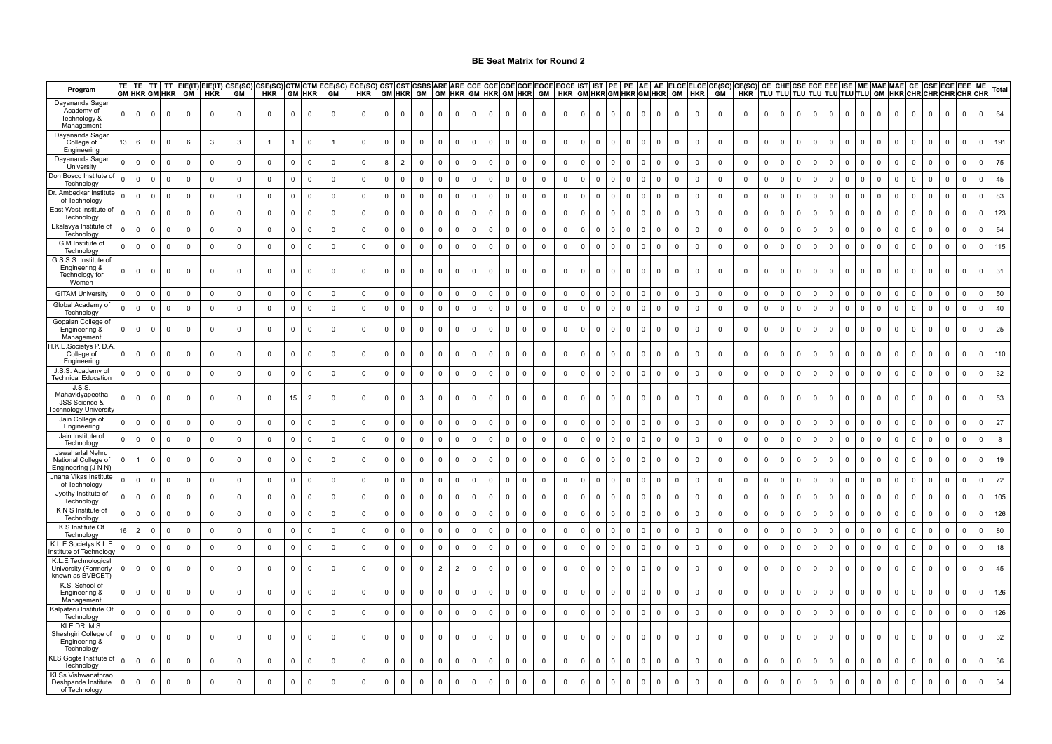# BE Seat Matrix for Round 2

| Program | TE GM | TE HKR | TT GM | TT HKR | EIE(IT) GM | EIE(IT) HKR | CSE(SC) GM | CSE(SC) HKR | CTM GM | CTM HKR | ECE(SC) GM | ECE(SC) HKR | CST GM | CST HKR | CSBS GM | ARE GM | ARE HKR | CCE GM | CCE HKR | COE GM | COE HKR | EOCE GM | EOCE HKR | IST GM | IST HKR | PE GM | PE HKR | AE GM | AE HKR | ELCE GM | ELCE HKR | CE(SC) GM | CE(SC) HKR | CE TLU | CHE TLU | CSE TLU | ECE TLU | EEE TLU | ISE TLU | ME TLU | MAE GM | MAE HKR | CE CHR | CSE CHR | ECE CHR | EEE CHR | ME CHR | Total |
|---|---|---|---|---|---|---|---|---|---|---|---|---|---|---|---|---|---|---|---|---|---|---|---|---|---|---|---|---|---|---|---|---|---|---|---|---|---|---|---|---|---|---|---|---|---|---|---|---|
| Dayananda Sagar Academy of Technology & Management | 0 | 0 | 0 | 0 | 0 | 0 | 0 | 0 | 0 | 0 | 0 | 0 | 0 | 0 | 0 | 0 | 0 | 0 | 0 | 0 | 0 | 0 | 0 | 0 | 0 | 0 | 0 | 0 | 0 | 0 | 0 | 0 | 0 | 0 | 0 | 0 | 0 | 0 | 0 | 0 | 0 | 0 | 0 | 0 | 0 | 0 | 0 | 64 |
| Dayananda Sagar College of Engineering | 13 | 6 | 0 | 0 | 6 | 3 | 3 | 1 | 1 | 0 | 1 | 0 | 0 | 0 | 0 | 0 | 0 | 0 | 0 | 0 | 0 | 0 | 0 | 0 | 0 | 0 | 0 | 0 | 0 | 0 | 0 | 0 | 0 | 0 | 0 | 0 | 0 | 0 | 0 | 0 | 0 | 0 | 0 | 0 | 0 | 0 | 0 | 191 |
| Dayananda Sagar University | 0 | 0 | 0 | 0 | 0 | 0 | 0 | 0 | 0 | 0 | 0 | 0 | 8 | 2 | 0 | 0 | 0 | 0 | 0 | 0 | 0 | 0 | 0 | 0 | 0 | 0 | 0 | 0 | 0 | 0 | 0 | 0 | 0 | 0 | 0 | 0 | 0 | 0 | 0 | 0 | 0 | 0 | 0 | 0 | 0 | 0 | 0 | 75 |
| Don Bosco Institute of Technology | 0 | 0 | 0 | 0 | 0 | 0 | 0 | 0 | 0 | 0 | 0 | 0 | 0 | 0 | 0 | 0 | 0 | 0 | 0 | 0 | 0 | 0 | 0 | 0 | 0 | 0 | 0 | 0 | 0 | 0 | 0 | 0 | 0 | 0 | 0 | 0 | 0 | 0 | 0 | 0 | 0 | 0 | 0 | 0 | 0 | 0 | 0 | 45 |
| Dr. Ambedkar Institute of Technology | 0 | 0 | 0 | 0 | 0 | 0 | 0 | 0 | 0 | 0 | 0 | 0 | 0 | 0 | 0 | 0 | 0 | 0 | 0 | 0 | 0 | 0 | 0 | 0 | 0 | 0 | 0 | 0 | 0 | 0 | 0 | 0 | 0 | 0 | 0 | 0 | 0 | 0 | 0 | 0 | 0 | 0 | 0 | 0 | 0 | 0 | 0 | 83 |
| East West Institute of Technology | 0 | 0 | 0 | 0 | 0 | 0 | 0 | 0 | 0 | 0 | 0 | 0 | 0 | 0 | 0 | 0 | 0 | 0 | 0 | 0 | 0 | 0 | 0 | 0 | 0 | 0 | 0 | 0 | 0 | 0 | 0 | 0 | 0 | 0 | 0 | 0 | 0 | 0 | 0 | 0 | 0 | 0 | 0 | 0 | 0 | 0 | 0 | 123 |
| Ekalavya Institute of Technology | 0 | 0 | 0 | 0 | 0 | 0 | 0 | 0 | 0 | 0 | 0 | 0 | 0 | 0 | 0 | 0 | 0 | 0 | 0 | 0 | 0 | 0 | 0 | 0 | 0 | 0 | 0 | 0 | 0 | 0 | 0 | 0 | 0 | 0 | 0 | 0 | 0 | 0 | 0 | 0 | 0 | 0 | 0 | 0 | 0 | 0 | 0 | 54 |
| G M Institute of Technology | 0 | 0 | 0 | 0 | 0 | 0 | 0 | 0 | 0 | 0 | 0 | 0 | 0 | 0 | 0 | 0 | 0 | 0 | 0 | 0 | 0 | 0 | 0 | 0 | 0 | 0 | 0 | 0 | 0 | 0 | 0 | 0 | 0 | 0 | 0 | 0 | 0 | 0 | 0 | 0 | 0 | 0 | 0 | 0 | 0 | 0 | 0 | 115 |
| G.S.S.S. Institute of Engineering & Technology for Women | 0 | 0 | 0 | 0 | 0 | 0 | 0 | 0 | 0 | 0 | 0 | 0 | 0 | 0 | 0 | 0 | 0 | 0 | 0 | 0 | 0 | 0 | 0 | 0 | 0 | 0 | 0 | 0 | 0 | 0 | 0 | 0 | 0 | 0 | 0 | 0 | 0 | 0 | 0 | 0 | 0 | 0 | 0 | 0 | 0 | 0 | 0 | 31 |
| GITAM University | 0 | 0 | 0 | 0 | 0 | 0 | 0 | 0 | 0 | 0 | 0 | 0 | 0 | 0 | 0 | 0 | 0 | 0 | 0 | 0 | 0 | 0 | 0 | 0 | 0 | 0 | 0 | 0 | 0 | 0 | 0 | 0 | 0 | 0 | 0 | 0 | 0 | 0 | 0 | 0 | 0 | 0 | 0 | 0 | 0 | 0 | 0 | 50 |
| Global Academy of Technology | 0 | 0 | 0 | 0 | 0 | 0 | 0 | 0 | 0 | 0 | 0 | 0 | 0 | 0 | 0 | 0 | 0 | 0 | 0 | 0 | 0 | 0 | 0 | 0 | 0 | 0 | 0 | 0 | 0 | 0 | 0 | 0 | 0 | 0 | 0 | 0 | 0 | 0 | 0 | 0 | 0 | 0 | 0 | 0 | 0 | 0 | 0 | 40 |
| Gopalan College of Engineering & Management | 0 | 0 | 0 | 0 | 0 | 0 | 0 | 0 | 0 | 0 | 0 | 0 | 0 | 0 | 0 | 0 | 0 | 0 | 0 | 0 | 0 | 0 | 0 | 0 | 0 | 0 | 0 | 0 | 0 | 0 | 0 | 0 | 0 | 0 | 0 | 0 | 0 | 0 | 0 | 0 | 0 | 0 | 0 | 0 | 0 | 0 | 0 | 25 |
| H.K.E.Societys P. D.A. College of Engineering | 0 | 0 | 0 | 0 | 0 | 0 | 0 | 0 | 0 | 0 | 0 | 0 | 0 | 0 | 0 | 0 | 0 | 0 | 0 | 0 | 0 | 0 | 0 | 0 | 0 | 0 | 0 | 0 | 0 | 0 | 0 | 0 | 0 | 0 | 0 | 0 | 0 | 0 | 0 | 0 | 0 | 0 | 0 | 0 | 0 | 0 | 0 | 110 |
| J.S.S. Academy of Technical Education | 0 | 0 | 0 | 0 | 0 | 0 | 0 | 0 | 0 | 0 | 0 | 0 | 0 | 0 | 0 | 0 | 0 | 0 | 0 | 0 | 0 | 0 | 0 | 0 | 0 | 0 | 0 | 0 | 0 | 0 | 0 | 0 | 0 | 0 | 0 | 0 | 0 | 0 | 0 | 0 | 0 | 0 | 0 | 0 | 0 | 0 | 0 | 32 |
| J.S.S. Mahavidyapeetha JSS Science & Technology University | 0 | 0 | 0 | 0 | 0 | 0 | 0 | 0 | 15 | 2 | 0 | 0 | 0 | 0 | 3 | 0 | 0 | 0 | 0 | 0 | 0 | 0 | 0 | 0 | 0 | 0 | 0 | 0 | 0 | 0 | 0 | 0 | 0 | 0 | 0 | 0 | 0 | 0 | 0 | 0 | 0 | 0 | 0 | 0 | 0 | 0 | 0 | 53 |
| Jain College of Engineering | 0 | 0 | 0 | 0 | 0 | 0 | 0 | 0 | 0 | 0 | 0 | 0 | 0 | 0 | 0 | 0 | 0 | 0 | 0 | 0 | 0 | 0 | 0 | 0 | 0 | 0 | 0 | 0 | 0 | 0 | 0 | 0 | 0 | 0 | 0 | 0 | 0 | 0 | 0 | 0 | 0 | 0 | 0 | 0 | 0 | 0 | 0 | 27 |
| Jain Institute of Technology | 0 | 0 | 0 | 0 | 0 | 0 | 0 | 0 | 0 | 0 | 0 | 0 | 0 | 0 | 0 | 0 | 0 | 0 | 0 | 0 | 0 | 0 | 0 | 0 | 0 | 0 | 0 | 0 | 0 | 0 | 0 | 0 | 0 | 0 | 0 | 0 | 0 | 0 | 0 | 0 | 0 | 0 | 0 | 0 | 0 | 0 | 0 | 8 |
| Jawaharlal Nehru National College of Engineering (J N N) | 0 | 1 | 0 | 0 | 0 | 0 | 0 | 0 | 0 | 0 | 0 | 0 | 0 | 0 | 0 | 0 | 0 | 0 | 0 | 0 | 0 | 0 | 0 | 0 | 0 | 0 | 0 | 0 | 0 | 0 | 0 | 0 | 0 | 0 | 0 | 0 | 0 | 0 | 0 | 0 | 0 | 0 | 0 | 0 | 0 | 0 | 0 | 19 |
| Jnana Vikas Institute of Technology | 0 | 0 | 0 | 0 | 0 | 0 | 0 | 0 | 0 | 0 | 0 | 0 | 0 | 0 | 0 | 0 | 0 | 0 | 0 | 0 | 0 | 0 | 0 | 0 | 0 | 0 | 0 | 0 | 0 | 0 | 0 | 0 | 0 | 0 | 0 | 0 | 0 | 0 | 0 | 0 | 0 | 0 | 0 | 0 | 0 | 0 | 0 | 72 |
| Jyothy Institute of Technology | 0 | 0 | 0 | 0 | 0 | 0 | 0 | 0 | 0 | 0 | 0 | 0 | 0 | 0 | 0 | 0 | 0 | 0 | 0 | 0 | 0 | 0 | 0 | 0 | 0 | 0 | 0 | 0 | 0 | 0 | 0 | 0 | 0 | 0 | 0 | 0 | 0 | 0 | 0 | 0 | 0 | 0 | 0 | 0 | 0 | 0 | 0 | 105 |
| K N S Institute of Technology | 0 | 0 | 0 | 0 | 0 | 0 | 0 | 0 | 0 | 0 | 0 | 0 | 0 | 0 | 0 | 0 | 0 | 0 | 0 | 0 | 0 | 0 | 0 | 0 | 0 | 0 | 0 | 0 | 0 | 0 | 0 | 0 | 0 | 0 | 0 | 0 | 0 | 0 | 0 | 0 | 0 | 0 | 0 | 0 | 0 | 0 | 0 | 126 |
| K S Institute Of Technology | 16 | 2 | 0 | 0 | 0 | 0 | 0 | 0 | 0 | 0 | 0 | 0 | 0 | 0 | 0 | 0 | 0 | 0 | 0 | 0 | 0 | 0 | 0 | 0 | 0 | 0 | 0 | 0 | 0 | 0 | 0 | 0 | 0 | 0 | 0 | 0 | 0 | 0 | 0 | 0 | 0 | 0 | 0 | 0 | 0 | 0 | 0 | 80 |
| K.L.E Societys K.L.E Institute of Technology | 0 | 0 | 0 | 0 | 0 | 0 | 0 | 0 | 0 | 0 | 0 | 0 | 0 | 0 | 0 | 0 | 0 | 0 | 0 | 0 | 0 | 0 | 0 | 0 | 0 | 0 | 0 | 0 | 0 | 0 | 0 | 0 | 0 | 0 | 0 | 0 | 0 | 0 | 0 | 0 | 0 | 0 | 0 | 0 | 0 | 0 | 0 | 18 |
| K.L.E Technological University (Formerly known as BVBCET) | 0 | 0 | 0 | 0 | 0 | 0 | 0 | 0 | 0 | 0 | 0 | 0 | 0 | 0 | 0 | 2 | 2 | 0 | 0 | 0 | 0 | 0 | 0 | 0 | 0 | 0 | 0 | 0 | 0 | 0 | 0 | 0 | 0 | 0 | 0 | 0 | 0 | 0 | 0 | 0 | 0 | 0 | 0 | 0 | 0 | 0 | 0 | 45 |
| K.S. School of Engineering & Management | 0 | 0 | 0 | 0 | 0 | 0 | 0 | 0 | 0 | 0 | 0 | 0 | 0 | 0 | 0 | 0 | 0 | 0 | 0 | 0 | 0 | 0 | 0 | 0 | 0 | 0 | 0 | 0 | 0 | 0 | 0 | 0 | 0 | 0 | 0 | 0 | 0 | 0 | 0 | 0 | 0 | 0 | 0 | 0 | 0 | 0 | 0 | 126 |
| Kalpataru Institute Of Technology | 0 | 0 | 0 | 0 | 0 | 0 | 0 | 0 | 0 | 0 | 0 | 0 | 0 | 0 | 0 | 0 | 0 | 0 | 0 | 0 | 0 | 0 | 0 | 0 | 0 | 0 | 0 | 0 | 0 | 0 | 0 | 0 | 0 | 0 | 0 | 0 | 0 | 0 | 0 | 0 | 0 | 0 | 0 | 0 | 0 | 0 | 0 | 126 |
| KLE DR. M.S. Sheshgiri College of Engineering & Technology | 0 | 0 | 0 | 0 | 0 | 0 | 0 | 0 | 0 | 0 | 0 | 0 | 0 | 0 | 0 | 0 | 0 | 0 | 0 | 0 | 0 | 0 | 0 | 0 | 0 | 0 | 0 | 0 | 0 | 0 | 0 | 0 | 0 | 0 | 0 | 0 | 0 | 0 | 0 | 0 | 0 | 0 | 0 | 0 | 0 | 0 | 0 | 32 |
| KLS Gogte Institute of Technology | 0 | 0 | 0 | 0 | 0 | 0 | 0 | 0 | 0 | 0 | 0 | 0 | 0 | 0 | 0 | 0 | 0 | 0 | 0 | 0 | 0 | 0 | 0 | 0 | 0 | 0 | 0 | 0 | 0 | 0 | 0 | 0 | 0 | 0 | 0 | 0 | 0 | 0 | 0 | 0 | 0 | 0 | 0 | 0 | 0 | 0 | 0 | 36 |
| KLSs Vishwanathrao Deshpande Institute of Technology | 0 | 0 | 0 | 0 | 0 | 0 | 0 | 0 | 0 | 0 | 0 | 0 | 0 | 0 | 0 | 0 | 0 | 0 | 0 | 0 | 0 | 0 | 0 | 0 | 0 | 0 | 0 | 0 | 0 | 0 | 0 | 0 | 0 | 0 | 0 | 0 | 0 | 0 | 0 | 0 | 0 | 0 | 0 | 0 | 0 | 0 | 0 | 34 |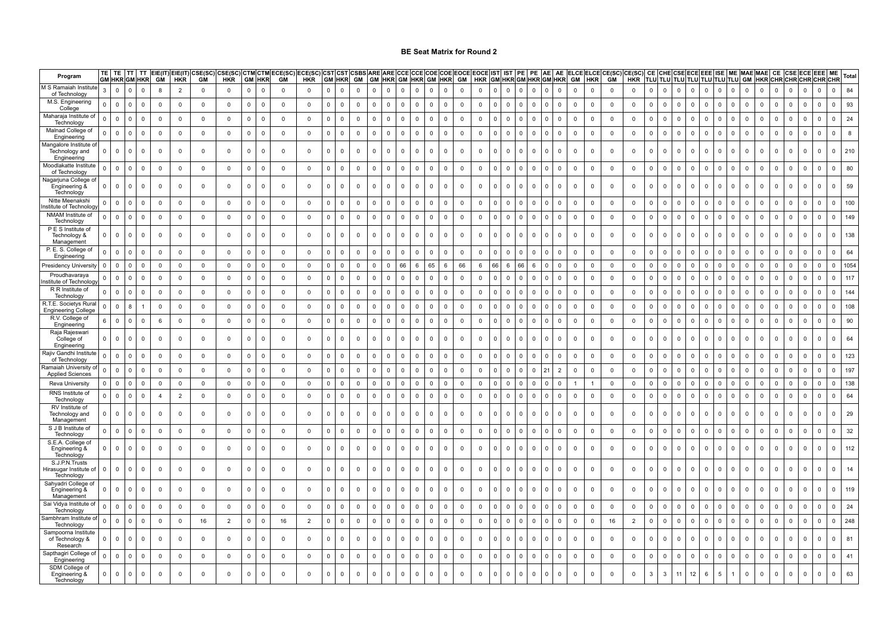# BE Seat Matrix for Round 2

| Program | TE | TE | TT | TT | EIE(IT) | EIE(IT) | CSE(SC) | CSE(SC) | CTM | CTM | ECE(SC) | ECE(SC) | CST | CST | CSBS | ARE | ARE | CCE | CCE | COE | COE | EOCE | EOCE | IST | IST | PE | PE | AE | AE | ELCE | ELCE | CE(SC) | CE(SC) | CE | CHE | CSE | ECE | EEE | ISE | ME | MAE | MAE | CE | CSE | ECE | EEE | ME | Total |
|---|---|---|---|---|---|---|---|---|---|---|---|---|---|---|---|---|---|---|---|---|---|---|---|---|---|---|---|---|---|---|---|---|---|---|---|---|---|---|---|---|---|---|---|---|---|---|---|---|
| | GM | HKR | GM | HKR | GM | HKR | GM | HKR | GM | HKR | GM | HKR | GM | HKR | GM | GM | HKR | GM | HKR | GM | HKR | GM | HKR | GM | HKR | GM | HKR | GM | HKR | GM | HKR | GM | HKR | TLU | TLU | TLU | TLU | TLU | TLU | TLU | GM | HKR | CHR | CHR | CHR | CHR | CHR | |
| M S Ramaiah Institute of Technology | 3 | 0 | 0 | 0 | 8 | 2 | 0 | 0 | 0 | 0 | 0 | 0 | 0 | 0 | 0 | 0 | 0 | 0 | 0 | 0 | 0 | 0 | 0 | 0 | 0 | 0 | 0 | 0 | 0 | 0 | 0 | 0 | 0 | 0 | 0 | 0 | 0 | 0 | 0 | 0 | 0 | 0 | 0 | 0 | 0 | 0 | 0 | 84 |
| M.S. Engineering College | 0 | 0 | 0 | 0 | 0 | 0 | 0 | 0 | 0 | 0 | 0 | 0 | 0 | 0 | 0 | 0 | 0 | 0 | 0 | 0 | 0 | 0 | 0 | 0 | 0 | 0 | 0 | 0 | 0 | 0 | 0 | 0 | 0 | 0 | 0 | 0 | 0 | 0 | 0 | 0 | 0 | 0 | 0 | 0 | 0 | 0 | 0 | 93 |
| Maharaja Institute of Technology | 0 | 0 | 0 | 0 | 0 | 0 | 0 | 0 | 0 | 0 | 0 | 0 | 0 | 0 | 0 | 0 | 0 | 0 | 0 | 0 | 0 | 0 | 0 | 0 | 0 | 0 | 0 | 0 | 0 | 0 | 0 | 0 | 0 | 0 | 0 | 0 | 0 | 0 | 0 | 0 | 0 | 0 | 0 | 0 | 0 | 0 | 0 | 24 |
| Malnad College of Engineering | 0 | 0 | 0 | 0 | 0 | 0 | 0 | 0 | 0 | 0 | 0 | 0 | 0 | 0 | 0 | 0 | 0 | 0 | 0 | 0 | 0 | 0 | 0 | 0 | 0 | 0 | 0 | 0 | 0 | 0 | 0 | 0 | 0 | 0 | 0 | 0 | 0 | 0 | 0 | 0 | 0 | 0 | 0 | 0 | 0 | 0 | 0 | 8 |
| Mangalore Institute of Technology and Engineering | 0 | 0 | 0 | 0 | 0 | 0 | 0 | 0 | 0 | 0 | 0 | 0 | 0 | 0 | 0 | 0 | 0 | 0 | 0 | 0 | 0 | 0 | 0 | 0 | 0 | 0 | 0 | 0 | 0 | 0 | 0 | 0 | 0 | 0 | 0 | 0 | 0 | 0 | 0 | 0 | 0 | 0 | 0 | 0 | 0 | 0 | 0 | 210 |
| Moodlakatte Institute of Technology | 0 | 0 | 0 | 0 | 0 | 0 | 0 | 0 | 0 | 0 | 0 | 0 | 0 | 0 | 0 | 0 | 0 | 0 | 0 | 0 | 0 | 0 | 0 | 0 | 0 | 0 | 0 | 0 | 0 | 0 | 0 | 0 | 0 | 0 | 0 | 0 | 0 | 0 | 0 | 0 | 0 | 0 | 0 | 0 | 0 | 0 | 0 | 80 |
| Nagarjuna College of Engineering & Technology | 0 | 0 | 0 | 0 | 0 | 0 | 0 | 0 | 0 | 0 | 0 | 0 | 0 | 0 | 0 | 0 | 0 | 0 | 0 | 0 | 0 | 0 | 0 | 0 | 0 | 0 | 0 | 0 | 0 | 0 | 0 | 0 | 0 | 0 | 0 | 0 | 0 | 0 | 0 | 0 | 0 | 0 | 0 | 0 | 0 | 0 | 0 | 59 |
| Nitte Meenakshi Institute of Technology | 0 | 0 | 0 | 0 | 0 | 0 | 0 | 0 | 0 | 0 | 0 | 0 | 0 | 0 | 0 | 0 | 0 | 0 | 0 | 0 | 0 | 0 | 0 | 0 | 0 | 0 | 0 | 0 | 0 | 0 | 0 | 0 | 0 | 0 | 0 | 0 | 0 | 0 | 0 | 0 | 0 | 0 | 0 | 0 | 0 | 0 | 0 | 100 |
| NMAM Institute of Technology | 0 | 0 | 0 | 0 | 0 | 0 | 0 | 0 | 0 | 0 | 0 | 0 | 0 | 0 | 0 | 0 | 0 | 0 | 0 | 0 | 0 | 0 | 0 | 0 | 0 | 0 | 0 | 0 | 0 | 0 | 0 | 0 | 0 | 0 | 0 | 0 | 0 | 0 | 0 | 0 | 0 | 0 | 0 | 0 | 0 | 0 | 0 | 149 |
| P E S Institute of Technology & Management | 0 | 0 | 0 | 0 | 0 | 0 | 0 | 0 | 0 | 0 | 0 | 0 | 0 | 0 | 0 | 0 | 0 | 0 | 0 | 0 | 0 | 0 | 0 | 0 | 0 | 0 | 0 | 0 | 0 | 0 | 0 | 0 | 0 | 0 | 0 | 0 | 0 | 0 | 0 | 0 | 0 | 0 | 0 | 0 | 0 | 0 | 0 | 138 |
| P. E. S. College of Engineering | 0 | 0 | 0 | 0 | 0 | 0 | 0 | 0 | 0 | 0 | 0 | 0 | 0 | 0 | 0 | 0 | 0 | 0 | 0 | 0 | 0 | 0 | 0 | 0 | 0 | 0 | 0 | 0 | 0 | 0 | 0 | 0 | 0 | 0 | 0 | 0 | 0 | 0 | 0 | 0 | 0 | 0 | 0 | 0 | 0 | 0 | 0 | 64 |
| Presidency University | 0 | 0 | 0 | 0 | 0 | 0 | 0 | 0 | 0 | 0 | 0 | 0 | 0 | 0 | 0 | 0 | 0 | 66 | 6 | 65 | 6 | 66 | 6 | 66 | 6 | 66 | 6 | 0 | 0 | 0 | 0 | 0 | 0 | 0 | 0 | 0 | 0 | 0 | 0 | 0 | 0 | 0 | 0 | 0 | 0 | 0 | 0 | 1054 |
| Proudhavaraya Institute of Technology | 0 | 0 | 0 | 0 | 0 | 0 | 0 | 0 | 0 | 0 | 0 | 0 | 0 | 0 | 0 | 0 | 0 | 0 | 0 | 0 | 0 | 0 | 0 | 0 | 0 | 0 | 0 | 0 | 0 | 0 | 0 | 0 | 0 | 0 | 0 | 0 | 0 | 0 | 0 | 0 | 0 | 0 | 0 | 0 | 0 | 0 | 0 | 117 |
| R R Institute of Technology | 0 | 0 | 0 | 0 | 0 | 0 | 0 | 0 | 0 | 0 | 0 | 0 | 0 | 0 | 0 | 0 | 0 | 0 | 0 | 0 | 0 | 0 | 0 | 0 | 0 | 0 | 0 | 0 | 0 | 0 | 0 | 0 | 0 | 0 | 0 | 0 | 0 | 0 | 0 | 0 | 0 | 0 | 0 | 0 | 0 | 0 | 0 | 144 |
| R.T.E. Societys Rural Engineering College | 0 | 0 | 8 | 1 | 0 | 0 | 0 | 0 | 0 | 0 | 0 | 0 | 0 | 0 | 0 | 0 | 0 | 0 | 0 | 0 | 0 | 0 | 0 | 0 | 0 | 0 | 0 | 0 | 0 | 0 | 0 | 0 | 0 | 0 | 0 | 0 | 0 | 0 | 0 | 0 | 0 | 0 | 0 | 0 | 0 | 0 | 0 | 108 |
| R.V. College of Engineering | 6 | 0 | 0 | 0 | 6 | 0 | 0 | 0 | 0 | 0 | 0 | 0 | 0 | 0 | 0 | 0 | 0 | 0 | 0 | 0 | 0 | 0 | 0 | 0 | 0 | 0 | 0 | 0 | 0 | 0 | 0 | 0 | 0 | 0 | 0 | 0 | 0 | 0 | 0 | 0 | 0 | 0 | 0 | 0 | 0 | 0 | 0 | 90 |
| Raja Rajeswari College of Engineering | 0 | 0 | 0 | 0 | 0 | 0 | 0 | 0 | 0 | 0 | 0 | 0 | 0 | 0 | 0 | 0 | 0 | 0 | 0 | 0 | 0 | 0 | 0 | 0 | 0 | 0 | 0 | 0 | 0 | 0 | 0 | 0 | 0 | 0 | 0 | 0 | 0 | 0 | 0 | 0 | 0 | 0 | 0 | 0 | 0 | 0 | 0 | 64 |
| Rajiv Gandhi Institute of Technology | 0 | 0 | 0 | 0 | 0 | 0 | 0 | 0 | 0 | 0 | 0 | 0 | 0 | 0 | 0 | 0 | 0 | 0 | 0 | 0 | 0 | 0 | 0 | 0 | 0 | 0 | 0 | 0 | 0 | 0 | 0 | 0 | 0 | 0 | 0 | 0 | 0 | 0 | 0 | 0 | 0 | 0 | 0 | 0 | 0 | 0 | 0 | 123 |
| Ramaiah University of Applied Sciences | 0 | 0 | 0 | 0 | 0 | 0 | 0 | 0 | 0 | 0 | 0 | 0 | 0 | 0 | 0 | 0 | 0 | 0 | 0 | 0 | 0 | 0 | 0 | 0 | 0 | 0 | 0 | 21 | 2 | 0 | 0 | 0 | 0 | 0 | 0 | 0 | 0 | 0 | 0 | 0 | 0 | 0 | 0 | 0 | 0 | 0 | 0 | 197 |
| Reva University | 0 | 0 | 0 | 0 | 0 | 0 | 0 | 0 | 0 | 0 | 0 | 0 | 0 | 0 | 0 | 0 | 0 | 0 | 0 | 0 | 0 | 0 | 0 | 0 | 0 | 0 | 0 | 0 | 0 | 1 | 1 | 0 | 0 | 0 | 0 | 0 | 0 | 0 | 0 | 0 | 0 | 0 | 0 | 0 | 0 | 0 | 0 | 138 |
| RNS Institute of Technology | 0 | 0 | 0 | 0 | 4 | 2 | 0 | 0 | 0 | 0 | 0 | 0 | 0 | 0 | 0 | 0 | 0 | 0 | 0 | 0 | 0 | 0 | 0 | 0 | 0 | 0 | 0 | 0 | 0 | 0 | 0 | 0 | 0 | 0 | 0 | 0 | 0 | 0 | 0 | 0 | 0 | 0 | 0 | 0 | 0 | 0 | 0 | 64 |
| RV Institute of Technology and Management | 0 | 0 | 0 | 0 | 0 | 0 | 0 | 0 | 0 | 0 | 0 | 0 | 0 | 0 | 0 | 0 | 0 | 0 | 0 | 0 | 0 | 0 | 0 | 0 | 0 | 0 | 0 | 0 | 0 | 0 | 0 | 0 | 0 | 0 | 0 | 0 | 0 | 0 | 0 | 0 | 0 | 0 | 0 | 0 | 0 | 0 | 0 | 29 |
| S J B Institute of Technology | 0 | 0 | 0 | 0 | 0 | 0 | 0 | 0 | 0 | 0 | 0 | 0 | 0 | 0 | 0 | 0 | 0 | 0 | 0 | 0 | 0 | 0 | 0 | 0 | 0 | 0 | 0 | 0 | 0 | 0 | 0 | 0 | 0 | 0 | 0 | 0 | 0 | 0 | 0 | 0 | 0 | 0 | 0 | 0 | 0 | 0 | 0 | 32 |
| S.E.A. College of Engineering & Technology | 0 | 0 | 0 | 0 | 0 | 0 | 0 | 0 | 0 | 0 | 0 | 0 | 0 | 0 | 0 | 0 | 0 | 0 | 0 | 0 | 0 | 0 | 0 | 0 | 0 | 0 | 0 | 0 | 0 | 0 | 0 | 0 | 0 | 0 | 0 | 0 | 0 | 0 | 0 | 0 | 0 | 0 | 0 | 0 | 0 | 0 | 0 | 112 |
| S.J.P.N.Trusts Hirasugar Institute of Technology | 0 | 0 | 0 | 0 | 0 | 0 | 0 | 0 | 0 | 0 | 0 | 0 | 0 | 0 | 0 | 0 | 0 | 0 | 0 | 0 | 0 | 0 | 0 | 0 | 0 | 0 | 0 | 0 | 0 | 0 | 0 | 0 | 0 | 0 | 0 | 0 | 0 | 0 | 0 | 0 | 0 | 0 | 0 | 0 | 0 | 0 | 0 | 14 |
| Sahyadri College of Engineering & Management | 0 | 0 | 0 | 0 | 0 | 0 | 0 | 0 | 0 | 0 | 0 | 0 | 0 | 0 | 0 | 0 | 0 | 0 | 0 | 0 | 0 | 0 | 0 | 0 | 0 | 0 | 0 | 0 | 0 | 0 | 0 | 0 | 0 | 0 | 0 | 0 | 0 | 0 | 0 | 0 | 0 | 0 | 0 | 0 | 0 | 0 | 0 | 119 |
| Sai Vidya Institute of Technology | 0 | 0 | 0 | 0 | 0 | 0 | 0 | 0 | 0 | 0 | 0 | 0 | 0 | 0 | 0 | 0 | 0 | 0 | 0 | 0 | 0 | 0 | 0 | 0 | 0 | 0 | 0 | 0 | 0 | 0 | 0 | 0 | 0 | 0 | 0 | 0 | 0 | 0 | 0 | 0 | 0 | 0 | 0 | 0 | 0 | 0 | 0 | 24 |
| Sambhram Institute of Technology | 0 | 0 | 0 | 0 | 0 | 0 | 16 | 2 | 0 | 0 | 16 | 2 | 0 | 0 | 0 | 0 | 0 | 0 | 0 | 0 | 0 | 0 | 0 | 0 | 0 | 0 | 0 | 0 | 0 | 0 | 0 | 16 | 2 | 0 | 0 | 0 | 0 | 0 | 0 | 0 | 0 | 0 | 0 | 0 | 0 | 0 | 0 | 248 |
| Sampoorna Institute of Technology & Research | 0 | 0 | 0 | 0 | 0 | 0 | 0 | 0 | 0 | 0 | 0 | 0 | 0 | 0 | 0 | 0 | 0 | 0 | 0 | 0 | 0 | 0 | 0 | 0 | 0 | 0 | 0 | 0 | 0 | 0 | 0 | 0 | 0 | 0 | 0 | 0 | 0 | 0 | 0 | 0 | 0 | 0 | 0 | 0 | 0 | 0 | 0 | 81 |
| Sapthagiri College of Engineering | 0 | 0 | 0 | 0 | 0 | 0 | 0 | 0 | 0 | 0 | 0 | 0 | 0 | 0 | 0 | 0 | 0 | 0 | 0 | 0 | 0 | 0 | 0 | 0 | 0 | 0 | 0 | 0 | 0 | 0 | 0 | 0 | 0 | 0 | 0 | 0 | 0 | 0 | 0 | 0 | 0 | 0 | 0 | 0 | 0 | 0 | 0 | 41 |
| SDM College of Engineering & Technology | 0 | 0 | 0 | 0 | 0 | 0 | 0 | 0 | 0 | 0 | 0 | 0 | 0 | 0 | 0 | 0 | 0 | 0 | 0 | 0 | 0 | 0 | 0 | 0 | 0 | 0 | 0 | 0 | 0 | 0 | 0 | 0 | 0 | 3 | 3 | 11 | 12 | 6 | 5 | 1 | 0 | 0 | 0 | 0 | 0 | 0 | 0 | 63 |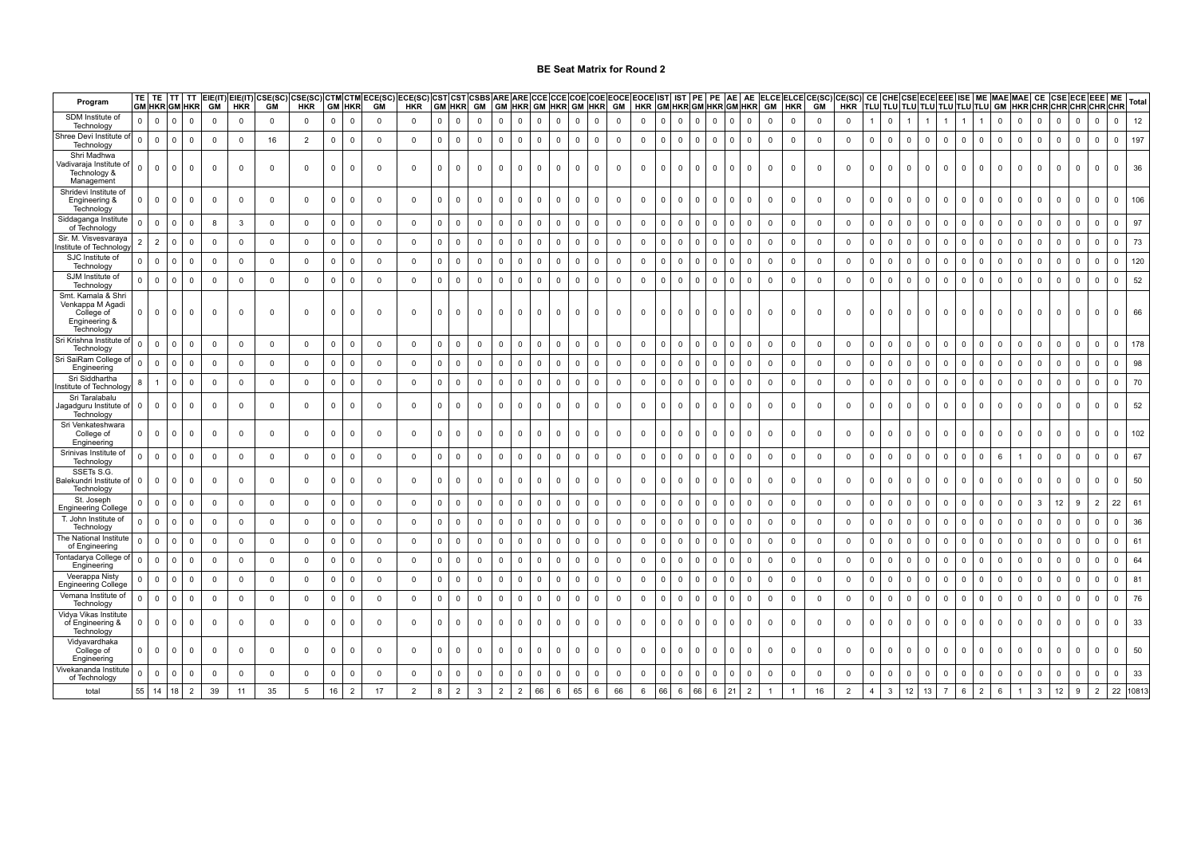## BE Seat Matrix for Round 2

| Program | TE GM | TE HKR | TT GM | TT HKR | EIE(IT) GM | EIE(IT) HKR | CSE(SC) GM | CSE(SC) HKR | CTM GM | CTM HKR | ECE(SC) GM | ECE(SC) HKR | CST GM | CST HKR | CSBS GM | ARE GM | ARE HKR | CCE GM | CCE HKR | COE GM | COE HKR | EOCE GM | EOCE HKR | IST GM | IST HKR | PE GM | PE HKR | AE GM | AE HKR | ELCE GM | ELCE HKR | CE(SC) GM | CE(SC) HKR | CE TLU | CHE TLU | CSE TLU | ECE TLU | EEE TLU | ISE TLU | ME TLU | MAE GM | MAE HKR | CE CHR | CSE CHR | ECE CHR | EEE CHR | ME CHR | Total |
|---|---|---|---|---|---|---|---|---|---|---|---|---|---|---|---|---|---|---|---|---|---|---|---|---|---|---|---|---|---|---|---|---|---|---|---|---|---|---|---|---|---|---|---|---|---|---|---|---|
| SDM Institute of Technology | 0 | 0 | 0 | 0 | 0 | 0 | 0 | 0 | 0 | 0 | 0 | 0 | 0 | 0 | 0 | 0 | 0 | 0 | 0 | 0 | 0 | 0 | 0 | 0 | 0 | 0 | 0 | 0 | 0 | 0 | 0 | 0 | 0 | 1 | 0 | 1 | 1 | 1 | 1 | 1 | 0 | 0 | 0 | 0 | 0 | 0 | 0 | 12 |
| Shree Devi Institute of Technology | 0 | 0 | 0 | 0 | 0 | 0 | 16 | 2 | 0 | 0 | 0 | 0 | 0 | 0 | 0 | 0 | 0 | 0 | 0 | 0 | 0 | 0 | 0 | 0 | 0 | 0 | 0 | 0 | 0 | 0 | 0 | 0 | 0 | 0 | 0 | 0 | 0 | 0 | 0 | 0 | 0 | 0 | 0 | 0 | 0 | 0 | 0 | 197 |
| Shri Madhwa Vadivaraja Institute of Technology & Management | 0 | 0 | 0 | 0 | 0 | 0 | 0 | 0 | 0 | 0 | 0 | 0 | 0 | 0 | 0 | 0 | 0 | 0 | 0 | 0 | 0 | 0 | 0 | 0 | 0 | 0 | 0 | 0 | 0 | 0 | 0 | 0 | 0 | 0 | 0 | 0 | 0 | 0 | 0 | 0 | 0 | 0 | 0 | 0 | 0 | 0 | 0 | 36 |
| Shridevi Institute of Engineering & Technology | 0 | 0 | 0 | 0 | 0 | 0 | 0 | 0 | 0 | 0 | 0 | 0 | 0 | 0 | 0 | 0 | 0 | 0 | 0 | 0 | 0 | 0 | 0 | 0 | 0 | 0 | 0 | 0 | 0 | 0 | 0 | 0 | 0 | 0 | 0 | 0 | 0 | 0 | 0 | 0 | 0 | 0 | 0 | 0 | 0 | 0 | 0 | 106 |
| Siddaganga Institute of Technology | 0 | 0 | 0 | 0 | 8 | 3 | 0 | 0 | 0 | 0 | 0 | 0 | 0 | 0 | 0 | 0 | 0 | 0 | 0 | 0 | 0 | 0 | 0 | 0 | 0 | 0 | 0 | 0 | 0 | 0 | 0 | 0 | 0 | 0 | 0 | 0 | 0 | 0 | 0 | 0 | 0 | 0 | 0 | 0 | 0 | 0 | 0 | 97 |
| Sir. M. Visvesvaraya Institute of Technology | 2 | 2 | 0 | 0 | 0 | 0 | 0 | 0 | 0 | 0 | 0 | 0 | 0 | 0 | 0 | 0 | 0 | 0 | 0 | 0 | 0 | 0 | 0 | 0 | 0 | 0 | 0 | 0 | 0 | 0 | 0 | 0 | 0 | 0 | 0 | 0 | 0 | 0 | 0 | 0 | 0 | 0 | 0 | 0 | 0 | 0 | 0 | 73 |
| SJC Institute of Technology | 0 | 0 | 0 | 0 | 0 | 0 | 0 | 0 | 0 | 0 | 0 | 0 | 0 | 0 | 0 | 0 | 0 | 0 | 0 | 0 | 0 | 0 | 0 | 0 | 0 | 0 | 0 | 0 | 0 | 0 | 0 | 0 | 0 | 0 | 0 | 0 | 0 | 0 | 0 | 0 | 0 | 0 | 0 | 0 | 0 | 0 | 0 | 120 |
| SJM Institute of Technology | 0 | 0 | 0 | 0 | 0 | 0 | 0 | 0 | 0 | 0 | 0 | 0 | 0 | 0 | 0 | 0 | 0 | 0 | 0 | 0 | 0 | 0 | 0 | 0 | 0 | 0 | 0 | 0 | 0 | 0 | 0 | 0 | 0 | 0 | 0 | 0 | 0 | 0 | 0 | 0 | 0 | 0 | 0 | 0 | 0 | 0 | 0 | 52 |
| Smt. Kamala & Shri Venkappa M Agadi College of Engineering & Technology | 0 | 0 | 0 | 0 | 0 | 0 | 0 | 0 | 0 | 0 | 0 | 0 | 0 | 0 | 0 | 0 | 0 | 0 | 0 | 0 | 0 | 0 | 0 | 0 | 0 | 0 | 0 | 0 | 0 | 0 | 0 | 0 | 0 | 0 | 0 | 0 | 0 | 0 | 0 | 0 | 0 | 0 | 0 | 0 | 0 | 0 | 0 | 66 |
| Sri Krishna Institute of Technology | 0 | 0 | 0 | 0 | 0 | 0 | 0 | 0 | 0 | 0 | 0 | 0 | 0 | 0 | 0 | 0 | 0 | 0 | 0 | 0 | 0 | 0 | 0 | 0 | 0 | 0 | 0 | 0 | 0 | 0 | 0 | 0 | 0 | 0 | 0 | 0 | 0 | 0 | 0 | 0 | 0 | 0 | 0 | 0 | 0 | 0 | 0 | 178 |
| Sri SaiRam College of Engineering | 0 | 0 | 0 | 0 | 0 | 0 | 0 | 0 | 0 | 0 | 0 | 0 | 0 | 0 | 0 | 0 | 0 | 0 | 0 | 0 | 0 | 0 | 0 | 0 | 0 | 0 | 0 | 0 | 0 | 0 | 0 | 0 | 0 | 0 | 0 | 0 | 0 | 0 | 0 | 0 | 0 | 0 | 0 | 0 | 0 | 0 | 0 | 98 |
| Sri Siddhartha Institute of Technology | 8 | 1 | 0 | 0 | 0 | 0 | 0 | 0 | 0 | 0 | 0 | 0 | 0 | 0 | 0 | 0 | 0 | 0 | 0 | 0 | 0 | 0 | 0 | 0 | 0 | 0 | 0 | 0 | 0 | 0 | 0 | 0 | 0 | 0 | 0 | 0 | 0 | 0 | 0 | 0 | 0 | 0 | 0 | 0 | 0 | 0 | 0 | 70 |
| Sri Taralabalu Jagadguru Institute of Technology | 0 | 0 | 0 | 0 | 0 | 0 | 0 | 0 | 0 | 0 | 0 | 0 | 0 | 0 | 0 | 0 | 0 | 0 | 0 | 0 | 0 | 0 | 0 | 0 | 0 | 0 | 0 | 0 | 0 | 0 | 0 | 0 | 0 | 0 | 0 | 0 | 0 | 0 | 0 | 0 | 0 | 0 | 0 | 0 | 0 | 0 | 0 | 52 |
| Sri Venkateshwara College of Engineering | 0 | 0 | 0 | 0 | 0 | 0 | 0 | 0 | 0 | 0 | 0 | 0 | 0 | 0 | 0 | 0 | 0 | 0 | 0 | 0 | 0 | 0 | 0 | 0 | 0 | 0 | 0 | 0 | 0 | 0 | 0 | 0 | 0 | 0 | 0 | 0 | 0 | 0 | 0 | 0 | 0 | 0 | 0 | 0 | 0 | 0 | 0 | 102 |
| Srinivas Institute of Technology | 0 | 0 | 0 | 0 | 0 | 0 | 0 | 0 | 0 | 0 | 0 | 0 | 0 | 0 | 0 | 0 | 0 | 0 | 0 | 0 | 0 | 0 | 0 | 0 | 0 | 0 | 0 | 0 | 0 | 0 | 0 | 0 | 0 | 0 | 0 | 0 | 0 | 0 | 0 | 0 | 6 | 1 | 0 | 0 | 0 | 0 | 0 | 67 |
| SSETs S.G. Balekundri Institute of Technology | 0 | 0 | 0 | 0 | 0 | 0 | 0 | 0 | 0 | 0 | 0 | 0 | 0 | 0 | 0 | 0 | 0 | 0 | 0 | 0 | 0 | 0 | 0 | 0 | 0 | 0 | 0 | 0 | 0 | 0 | 0 | 0 | 0 | 0 | 0 | 0 | 0 | 0 | 0 | 0 | 0 | 0 | 0 | 0 | 0 | 0 | 0 | 50 |
| St. Joseph Engineering College | 0 | 0 | 0 | 0 | 0 | 0 | 0 | 0 | 0 | 0 | 0 | 0 | 0 | 0 | 0 | 0 | 0 | 0 | 0 | 0 | 0 | 0 | 0 | 0 | 0 | 0 | 0 | 0 | 0 | 0 | 0 | 0 | 0 | 0 | 0 | 0 | 0 | 0 | 0 | 0 | 0 | 0 | 3 | 12 | 9 | 2 | 22 | 61 |
| T. John Institute of Technology | 0 | 0 | 0 | 0 | 0 | 0 | 0 | 0 | 0 | 0 | 0 | 0 | 0 | 0 | 0 | 0 | 0 | 0 | 0 | 0 | 0 | 0 | 0 | 0 | 0 | 0 | 0 | 0 | 0 | 0 | 0 | 0 | 0 | 0 | 0 | 0 | 0 | 0 | 0 | 0 | 0 | 0 | 0 | 0 | 0 | 0 | 0 | 36 |
| The National Institute of Engineering | 0 | 0 | 0 | 0 | 0 | 0 | 0 | 0 | 0 | 0 | 0 | 0 | 0 | 0 | 0 | 0 | 0 | 0 | 0 | 0 | 0 | 0 | 0 | 0 | 0 | 0 | 0 | 0 | 0 | 0 | 0 | 0 | 0 | 0 | 0 | 0 | 0 | 0 | 0 | 0 | 0 | 0 | 0 | 0 | 0 | 0 | 0 | 61 |
| Tontadarya College of Engineering | 0 | 0 | 0 | 0 | 0 | 0 | 0 | 0 | 0 | 0 | 0 | 0 | 0 | 0 | 0 | 0 | 0 | 0 | 0 | 0 | 0 | 0 | 0 | 0 | 0 | 0 | 0 | 0 | 0 | 0 | 0 | 0 | 0 | 0 | 0 | 0 | 0 | 0 | 0 | 0 | 0 | 0 | 0 | 0 | 0 | 0 | 0 | 64 |
| Veerappa Nisty Engineering College | 0 | 0 | 0 | 0 | 0 | 0 | 0 | 0 | 0 | 0 | 0 | 0 | 0 | 0 | 0 | 0 | 0 | 0 | 0 | 0 | 0 | 0 | 0 | 0 | 0 | 0 | 0 | 0 | 0 | 0 | 0 | 0 | 0 | 0 | 0 | 0 | 0 | 0 | 0 | 0 | 0 | 0 | 0 | 0 | 0 | 0 | 0 | 81 |
| Vemana Institute of Technology | 0 | 0 | 0 | 0 | 0 | 0 | 0 | 0 | 0 | 0 | 0 | 0 | 0 | 0 | 0 | 0 | 0 | 0 | 0 | 0 | 0 | 0 | 0 | 0 | 0 | 0 | 0 | 0 | 0 | 0 | 0 | 0 | 0 | 0 | 0 | 0 | 0 | 0 | 0 | 0 | 0 | 0 | 0 | 0 | 0 | 0 | 0 | 76 |
| Vidya Vikas Institute of Engineering & Technology | 0 | 0 | 0 | 0 | 0 | 0 | 0 | 0 | 0 | 0 | 0 | 0 | 0 | 0 | 0 | 0 | 0 | 0 | 0 | 0 | 0 | 0 | 0 | 0 | 0 | 0 | 0 | 0 | 0 | 0 | 0 | 0 | 0 | 0 | 0 | 0 | 0 | 0 | 0 | 0 | 0 | 0 | 0 | 0 | 0 | 0 | 0 | 33 |
| Vidyavardhaka College of Engineering | 0 | 0 | 0 | 0 | 0 | 0 | 0 | 0 | 0 | 0 | 0 | 0 | 0 | 0 | 0 | 0 | 0 | 0 | 0 | 0 | 0 | 0 | 0 | 0 | 0 | 0 | 0 | 0 | 0 | 0 | 0 | 0 | 0 | 0 | 0 | 0 | 0 | 0 | 0 | 0 | 0 | 0 | 0 | 0 | 0 | 0 | 0 | 50 |
| Vivekananda Institute of Technology | 0 | 0 | 0 | 0 | 0 | 0 | 0 | 0 | 0 | 0 | 0 | 0 | 0 | 0 | 0 | 0 | 0 | 0 | 0 | 0 | 0 | 0 | 0 | 0 | 0 | 0 | 0 | 0 | 0 | 0 | 0 | 0 | 0 | 0 | 0 | 0 | 0 | 0 | 0 | 0 | 0 | 0 | 0 | 0 | 0 | 0 | 0 | 33 |
| total | 55 | 14 | 18 | 2 | 39 | 11 | 35 | 5 | 16 | 2 | 17 | 2 | 8 | 2 | 3 | 2 | 2 | 66 | 6 | 65 | 6 | 66 | 6 | 66 | 6 | 66 | 6 | 21 | 2 | 1 | 1 | 16 | 2 | 4 | 3 | 12 | 13 | 7 | 6 | 2 | 6 | 1 | 3 | 12 | 9 | 2 | 22 | 10813 |